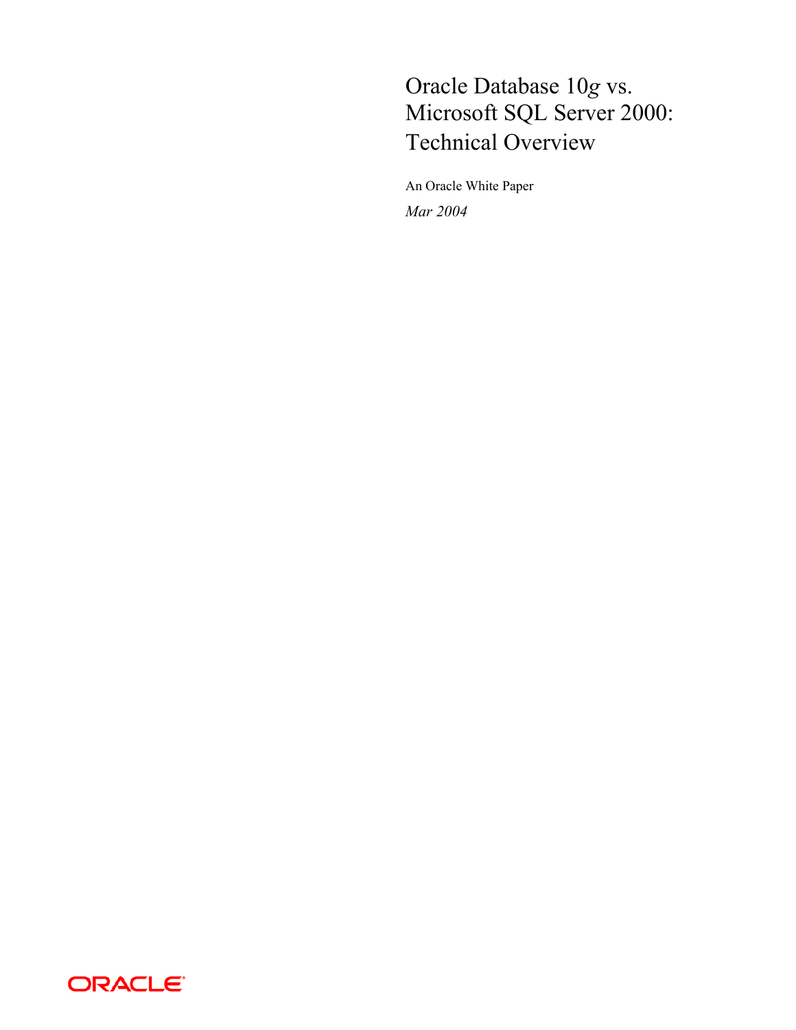# Oracle Database 10*g* vs. Microsoft SQL Server 2000: Technical Overview

An Oracle White Paper

*Mar 2004*

ORACLE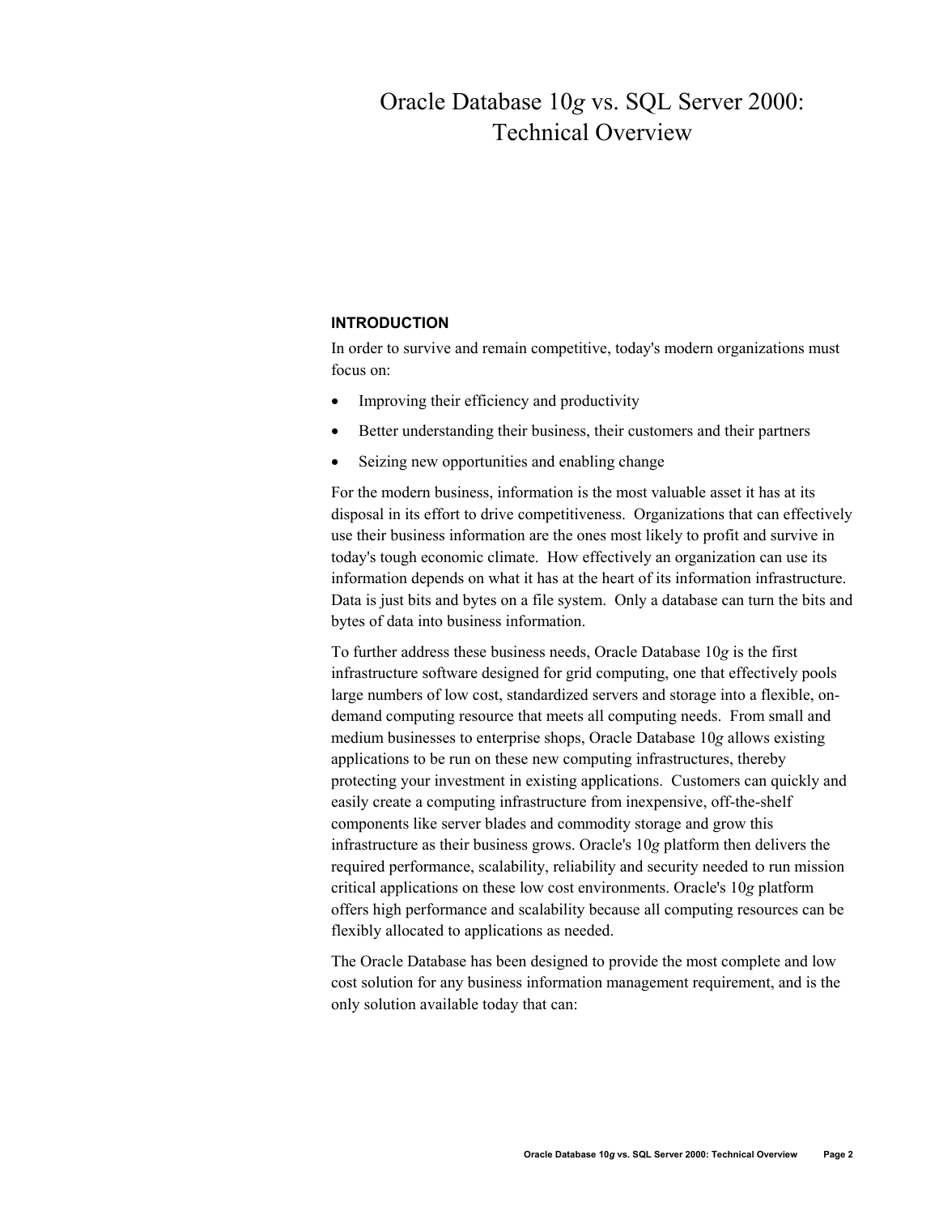# Oracle Database 10*g* vs. SQL Server 2000: Technical Overview

## INTRODUCTION

In order to survive and remain competitive, today's modern organizations must focus on:

- Improving their efficiency and productivity
- Better understanding their business, their customers and their partners
- Seizing new opportunities and enabling change

For the modern business, information is the most valuable asset it has at its disposal in its effort to drive competitiveness. Organizations that can effectively use their business information are the ones most likely to profit and survive in today's tough economic climate. How effectively an organization can use its information depends on what it has at the heart of its information infrastructure. Data is just bits and bytes on a file system. Only a database can turn the bits and bytes of data into business information.

To further address these business needs, Oracle Database 10*g* is the first infrastructure software designed for grid computing, one that effectively pools large numbers of low cost, standardized servers and storage into a flexible, on-demand computing resource that meets all computing needs. From small and medium businesses to enterprise shops, Oracle Database 10*g* allows existing applications to be run on these new computing infrastructures, thereby protecting your investment in existing applications. Customers can quickly and easily create a computing infrastructure from inexpensive, off-the-shelf components like server blades and commodity storage and grow this infrastructure as their business grows. Oracle's 10*g* platform then delivers the required performance, scalability, reliability and security needed to run mission critical applications on these low cost environments. Oracle's 10*g* platform offers high performance and scalability because all computing resources can be flexibly allocated to applications as needed.

The Oracle Database has been designed to provide the most complete and low cost solution for any business information management requirement, and is the only solution available today that can: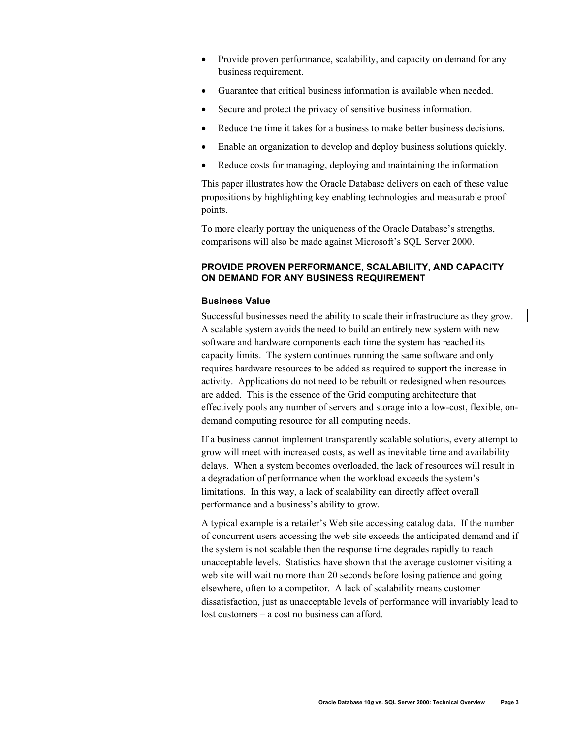- Provide proven performance, scalability, and capacity on demand for any business requirement.
- Guarantee that critical business information is available when needed.
- Secure and protect the privacy of sensitive business information.
- Reduce the time it takes for a business to make better business decisions.
- Enable an organization to develop and deploy business solutions quickly.
- Reduce costs for managing, deploying and maintaining the information

This paper illustrates how the Oracle Database delivers on each of these value propositions by highlighting key enabling technologies and measurable proof points.

To more clearly portray the uniqueness of the Oracle Database's strengths, comparisons will also be made against Microsoft's SQL Server 2000.

## PROVIDE PROVEN PERFORMANCE, SCALABILITY, AND CAPACITY ON DEMAND FOR ANY BUSINESS REQUIREMENT

### Business Value

Successful businesses need the ability to scale their infrastructure as they grow. A scalable system avoids the need to build an entirely new system with new software and hardware components each time the system has reached its capacity limits. The system continues running the same software and only requires hardware resources to be added as required to support the increase in activity. Applications do not need to be rebuilt or redesigned when resources are added. This is the essence of the Grid computing architecture that effectively pools any number of servers and storage into a low-cost, flexible, on-demand computing resource for all computing needs.

If a business cannot implement transparently scalable solutions, every attempt to grow will meet with increased costs, as well as inevitable time and availability delays. When a system becomes overloaded, the lack of resources will result in a degradation of performance when the workload exceeds the system's limitations. In this way, a lack of scalability can directly affect overall performance and a business's ability to grow.

A typical example is a retailer's Web site accessing catalog data. If the number of concurrent users accessing the web site exceeds the anticipated demand and if the system is not scalable then the response time degrades rapidly to reach unacceptable levels. Statistics have shown that the average customer visiting a web site will wait no more than 20 seconds before losing patience and going elsewhere, often to a competitor. A lack of scalability means customer dissatisfaction, just as unacceptable levels of performance will invariably lead to lost customers – a cost no business can afford.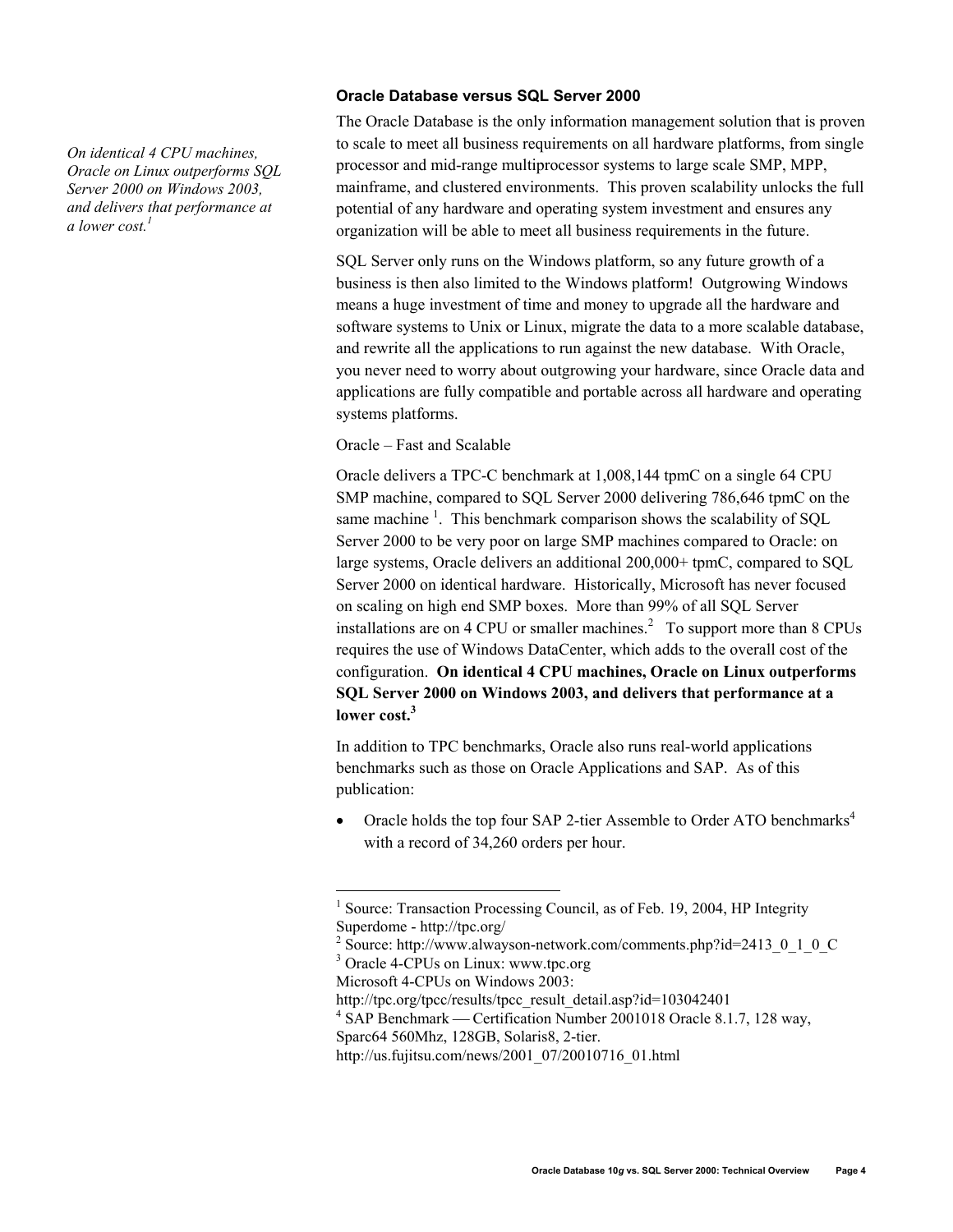*On identical 4 CPU machines, Oracle on Linux outperforms SQL Server 2000 on Windows 2003, and delivers that performance at a lower cost.[1]*

### Oracle Database versus SQL Server 2000

The Oracle Database is the only information management solution that is proven to scale to meet all business requirements on all hardware platforms, from single processor and mid-range multiprocessor systems to large scale SMP, MPP, mainframe, and clustered environments. This proven scalability unlocks the full potential of any hardware and operating system investment and ensures any organization will be able to meet all business requirements in the future.

SQL Server only runs on the Windows platform, so any future growth of a business is then also limited to the Windows platform! Outgrowing Windows means a huge investment of time and money to upgrade all the hardware and software systems to Unix or Linux, migrate the data to a more scalable database, and rewrite all the applications to run against the new database. With Oracle, you never need to worry about outgrowing your hardware, since Oracle data and applications are fully compatible and portable across all hardware and operating systems platforms.

Oracle – Fast and Scalable

Oracle delivers a TPC-C benchmark at 1,008,144 tpmC on a single 64 CPU SMP machine, compared to SQL Server 2000 delivering 786,646 tpmC on the same machine [1]. This benchmark comparison shows the scalability of SQL Server 2000 to be very poor on large SMP machines compared to Oracle: on large systems, Oracle delivers an additional 200,000+ tpmC, compared to SQL Server 2000 on identical hardware. Historically, Microsoft has never focused on scaling on high end SMP boxes. More than 99% of all SQL Server installations are on 4 CPU or smaller machines.[2] To support more than 8 CPUs requires the use of Windows DataCenter, which adds to the overall cost of the configuration. **On identical 4 CPU machines, Oracle on Linux outperforms SQL Server 2000 on Windows 2003, and delivers that performance at a lower cost.[3]**

In addition to TPC benchmarks, Oracle also runs real-world applications benchmarks such as those on Oracle Applications and SAP. As of this publication:

- Oracle holds the top four SAP 2-tier Assemble to Order ATO benchmarks[4] with a record of 34,260 orders per hour.

---

[1] Source: Transaction Processing Council, as of Feb. 19, 2004, HP Integrity Superdome - http://tpc.org/

[2] Source: http://www.alwayson-network.com/comments.php?id=2413_0_1_0_C

[3] Oracle 4-CPUs on Linux: www.tpc.org
Microsoft 4-CPUs on Windows 2003:
http://tpc.org/tpcc/results/tpcc_result_detail.asp?id=103042401

[4] SAP Benchmark — Certification Number 2001018 Oracle 8.1.7, 128 way, Sparc64 560Mhz, 128GB, Solaris8, 2-tier.
http://us.fujitsu.com/news/2001_07/20010716_01.html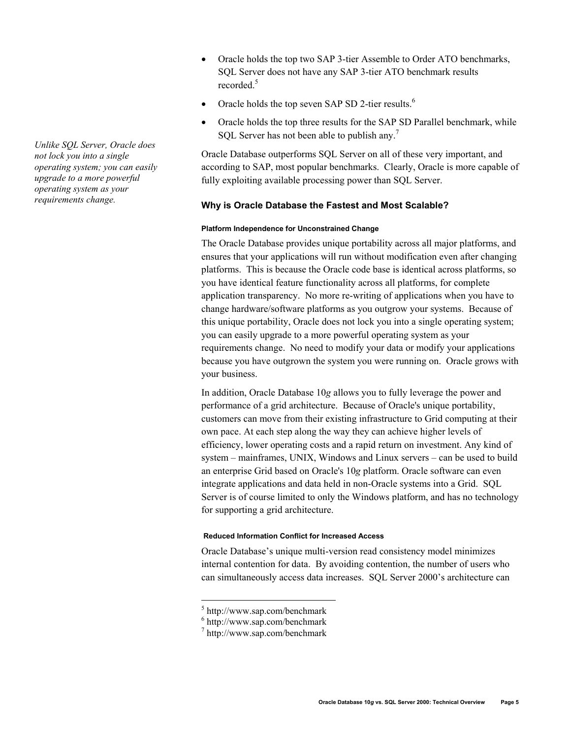- Oracle holds the top two SAP 3-tier Assemble to Order ATO benchmarks, SQL Server does not have any SAP 3-tier ATO benchmark results recorded.[5]
- Oracle holds the top seven SAP SD 2-tier results.[6]
- Oracle holds the top three results for the SAP SD Parallel benchmark, while SQL Server has not been able to publish any.[7]

*Unlike SQL Server, Oracle does not lock you into a single operating system; you can easily upgrade to a more powerful operating system as your requirements change.*

Oracle Database outperforms SQL Server on all of these very important, and according to SAP, most popular benchmarks. Clearly, Oracle is more capable of fully exploiting available processing power than SQL Server.

### Why is Oracle Database the Fastest and Most Scalable?

#### Platform Independence for Unconstrained Change

The Oracle Database provides unique portability across all major platforms, and ensures that your applications will run without modification even after changing platforms. This is because the Oracle code base is identical across platforms, so you have identical feature functionality across all platforms, for complete application transparency. No more re-writing of applications when you have to change hardware/software platforms as you outgrow your systems. Because of this unique portability, Oracle does not lock you into a single operating system; you can easily upgrade to a more powerful operating system as your requirements change. No need to modify your data or modify your applications because you have outgrown the system you were running on. Oracle grows with your business.

In addition, Oracle Database 10*g* allows you to fully leverage the power and performance of a grid architecture. Because of Oracle's unique portability, customers can move from their existing infrastructure to Grid computing at their own pace. At each step along the way they can achieve higher levels of efficiency, lower operating costs and a rapid return on investment. Any kind of system – mainframes, UNIX, Windows and Linux servers – can be used to build an enterprise Grid based on Oracle's 10*g* platform. Oracle software can even integrate applications and data held in non-Oracle systems into a Grid. SQL Server is of course limited to only the Windows platform, and has no technology for supporting a grid architecture.

#### Reduced Information Conflict for Increased Access

Oracle Database's unique multi-version read consistency model minimizes internal contention for data. By avoiding contention, the number of users who can simultaneously access data increases. SQL Server 2000's architecture can

---

[5] http://www.sap.com/benchmark

[6] http://www.sap.com/benchmark

[7] http://www.sap.com/benchmark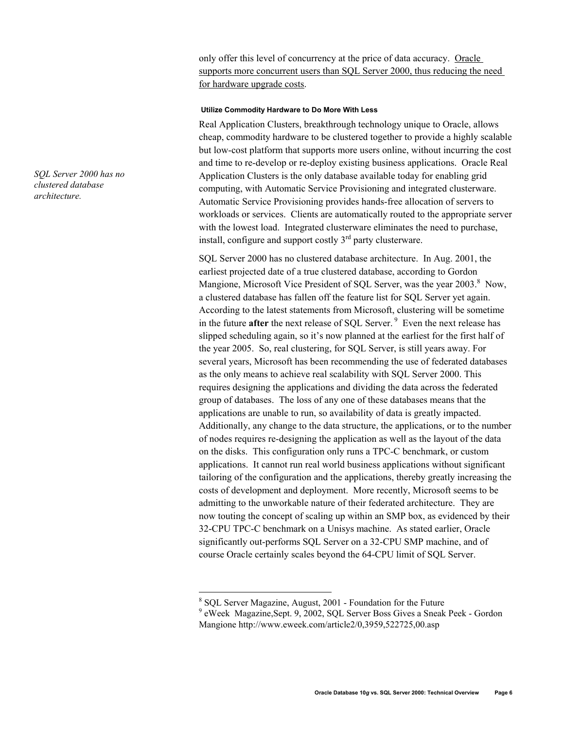only offer this level of concurrency at the price of data accuracy. <u>Oracle supports more concurrent users than SQL Server 2000, thus reducing the need for hardware upgrade costs</u>.

#### Utilize Commodity Hardware to Do More With Less

Real Application Clusters, breakthrough technology unique to Oracle, allows cheap, commodity hardware to be clustered together to provide a highly scalable but low-cost platform that supports more users online, without incurring the cost and time to re-develop or re-deploy existing business applications. Oracle Real Application Clusters is the only database available today for enabling grid computing, with Automatic Service Provisioning and integrated clusterware. Automatic Service Provisioning provides hands-free allocation of servers to workloads or services. Clients are automatically routed to the appropriate server with the lowest load. Integrated clusterware eliminates the need to purchase, install, configure and support costly 3rd party clusterware.

*SQL Server 2000 has no clustered database architecture.*

SQL Server 2000 has no clustered database architecture. In Aug. 2001, the earliest projected date of a true clustered database, according to Gordon Mangione, Microsoft Vice President of SQL Server, was the year 2003.[8] Now, a clustered database has fallen off the feature list for SQL Server yet again. According to the latest statements from Microsoft, clustering will be sometime in the future **after** the next release of SQL Server.[9] Even the next release has slipped scheduling again, so it's now planned at the earliest for the first half of the year 2005. So, real clustering, for SQL Server, is still years away. For several years, Microsoft has been recommending the use of federated databases as the only means to achieve real scalability with SQL Server 2000. This requires designing the applications and dividing the data across the federated group of databases. The loss of any one of these databases means that the applications are unable to run, so availability of data is greatly impacted. Additionally, any change to the data structure, the applications, or to the number of nodes requires re-designing the application as well as the layout of the data on the disks. This configuration only runs a TPC-C benchmark, or custom applications. It cannot run real world business applications without significant tailoring of the configuration and the applications, thereby greatly increasing the costs of development and deployment. More recently, Microsoft seems to be admitting to the unworkable nature of their federated architecture. They are now touting the concept of scaling up within an SMP box, as evidenced by their 32-CPU TPC-C benchmark on a Unisys machine. As stated earlier, Oracle significantly out-performs SQL Server on a 32-CPU SMP machine, and of course Oracle certainly scales beyond the 64-CPU limit of SQL Server.

---

[8] SQL Server Magazine, August, 2001 - Foundation for the Future

[9] eWeek Magazine,Sept. 9, 2002, SQL Server Boss Gives a Sneak Peek - Gordon Mangione http://www.eweek.com/article2/0,3959,522725,00.asp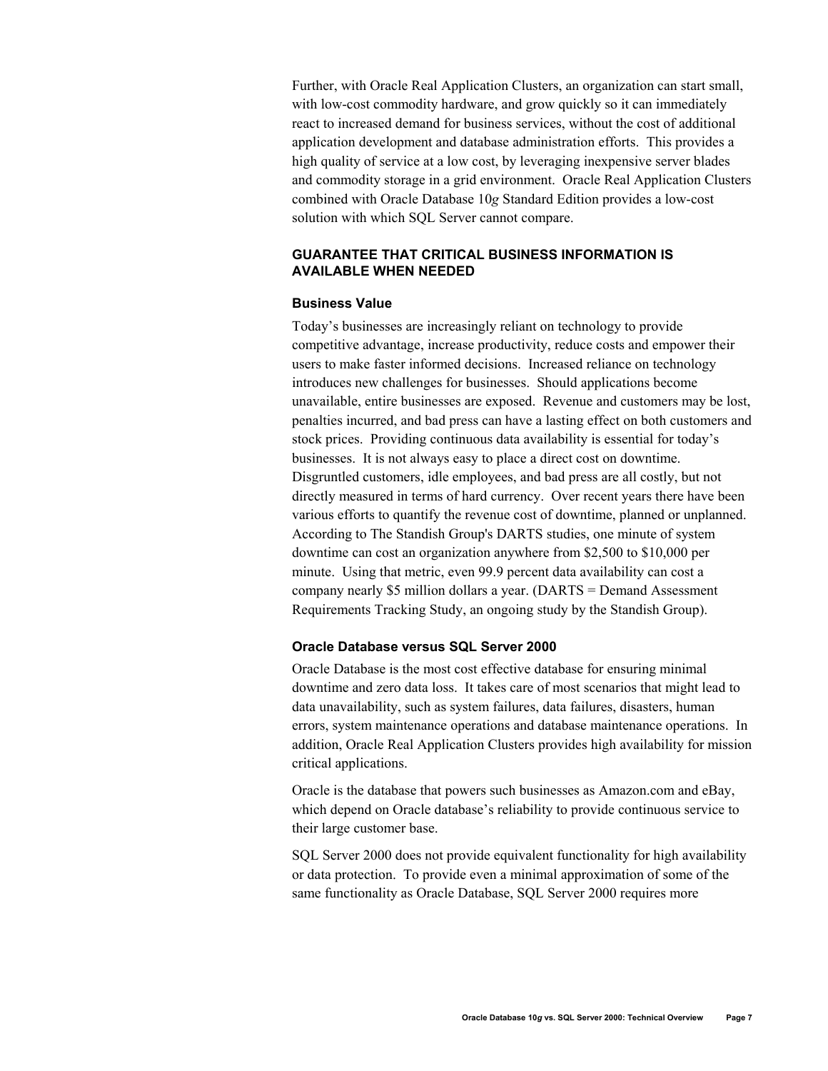Further, with Oracle Real Application Clusters, an organization can start small, with low-cost commodity hardware, and grow quickly so it can immediately react to increased demand for business services, without the cost of additional application development and database administration efforts. This provides a high quality of service at a low cost, by leveraging inexpensive server blades and commodity storage in a grid environment. Oracle Real Application Clusters combined with Oracle Database 10*g* Standard Edition provides a low-cost solution with which SQL Server cannot compare.

## GUARANTEE THAT CRITICAL BUSINESS INFORMATION IS AVAILABLE WHEN NEEDED

### Business Value

Today's businesses are increasingly reliant on technology to provide competitive advantage, increase productivity, reduce costs and empower their users to make faster informed decisions. Increased reliance on technology introduces new challenges for businesses. Should applications become unavailable, entire businesses are exposed. Revenue and customers may be lost, penalties incurred, and bad press can have a lasting effect on both customers and stock prices. Providing continuous data availability is essential for today's businesses. It is not always easy to place a direct cost on downtime. Disgruntled customers, idle employees, and bad press are all costly, but not directly measured in terms of hard currency. Over recent years there have been various efforts to quantify the revenue cost of downtime, planned or unplanned. According to The Standish Group's DARTS studies, one minute of system downtime can cost an organization anywhere from $2,500 to $10,000 per minute. Using that metric, even 99.9 percent data availability can cost a company nearly $5 million dollars a year. (DARTS = Demand Assessment Requirements Tracking Study, an ongoing study by the Standish Group).

### Oracle Database versus SQL Server 2000

Oracle Database is the most cost effective database for ensuring minimal downtime and zero data loss. It takes care of most scenarios that might lead to data unavailability, such as system failures, data failures, disasters, human errors, system maintenance operations and database maintenance operations. In addition, Oracle Real Application Clusters provides high availability for mission critical applications.

Oracle is the database that powers such businesses as Amazon.com and eBay, which depend on Oracle database's reliability to provide continuous service to their large customer base.

SQL Server 2000 does not provide equivalent functionality for high availability or data protection. To provide even a minimal approximation of some of the same functionality as Oracle Database, SQL Server 2000 requires more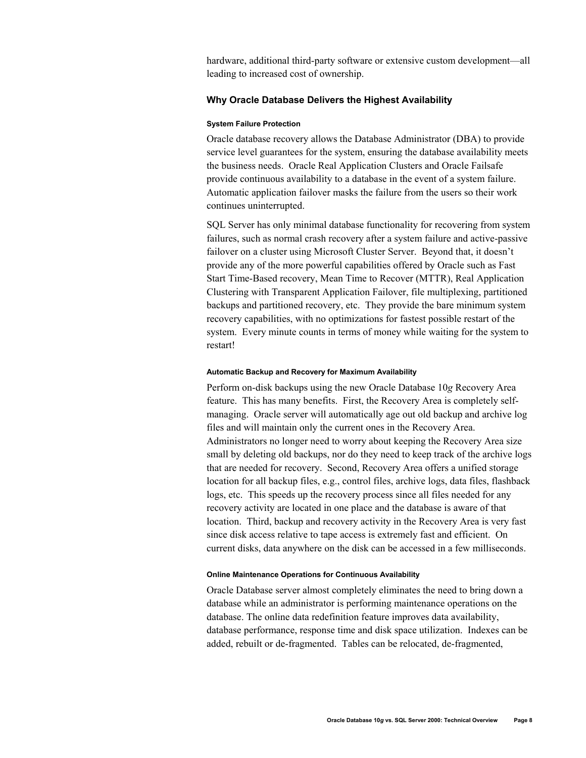hardware, additional third-party software or extensive custom development—all leading to increased cost of ownership.

### Why Oracle Database Delivers the Highest Availability

#### System Failure Protection

Oracle database recovery allows the Database Administrator (DBA) to provide service level guarantees for the system, ensuring the database availability meets the business needs. Oracle Real Application Clusters and Oracle Failsafe provide continuous availability to a database in the event of a system failure. Automatic application failover masks the failure from the users so their work continues uninterrupted.

SQL Server has only minimal database functionality for recovering from system failures, such as normal crash recovery after a system failure and active-passive failover on a cluster using Microsoft Cluster Server. Beyond that, it doesn't provide any of the more powerful capabilities offered by Oracle such as Fast Start Time-Based recovery, Mean Time to Recover (MTTR), Real Application Clustering with Transparent Application Failover, file multiplexing, partitioned backups and partitioned recovery, etc. They provide the bare minimum system recovery capabilities, with no optimizations for fastest possible restart of the system. Every minute counts in terms of money while waiting for the system to restart!

#### Automatic Backup and Recovery for Maximum Availability

Perform on-disk backups using the new Oracle Database 10*g* Recovery Area feature. This has many benefits. First, the Recovery Area is completely self-managing. Oracle server will automatically age out old backup and archive log files and will maintain only the current ones in the Recovery Area. Administrators no longer need to worry about keeping the Recovery Area size small by deleting old backups, nor do they need to keep track of the archive logs that are needed for recovery. Second, Recovery Area offers a unified storage location for all backup files, e.g., control files, archive logs, data files, flashback logs, etc. This speeds up the recovery process since all files needed for any recovery activity are located in one place and the database is aware of that location. Third, backup and recovery activity in the Recovery Area is very fast since disk access relative to tape access is extremely fast and efficient. On current disks, data anywhere on the disk can be accessed in a few milliseconds.

#### Online Maintenance Operations for Continuous Availability

Oracle Database server almost completely eliminates the need to bring down a database while an administrator is performing maintenance operations on the database. The online data redefinition feature improves data availability, database performance, response time and disk space utilization. Indexes can be added, rebuilt or de-fragmented. Tables can be relocated, de-fragmented,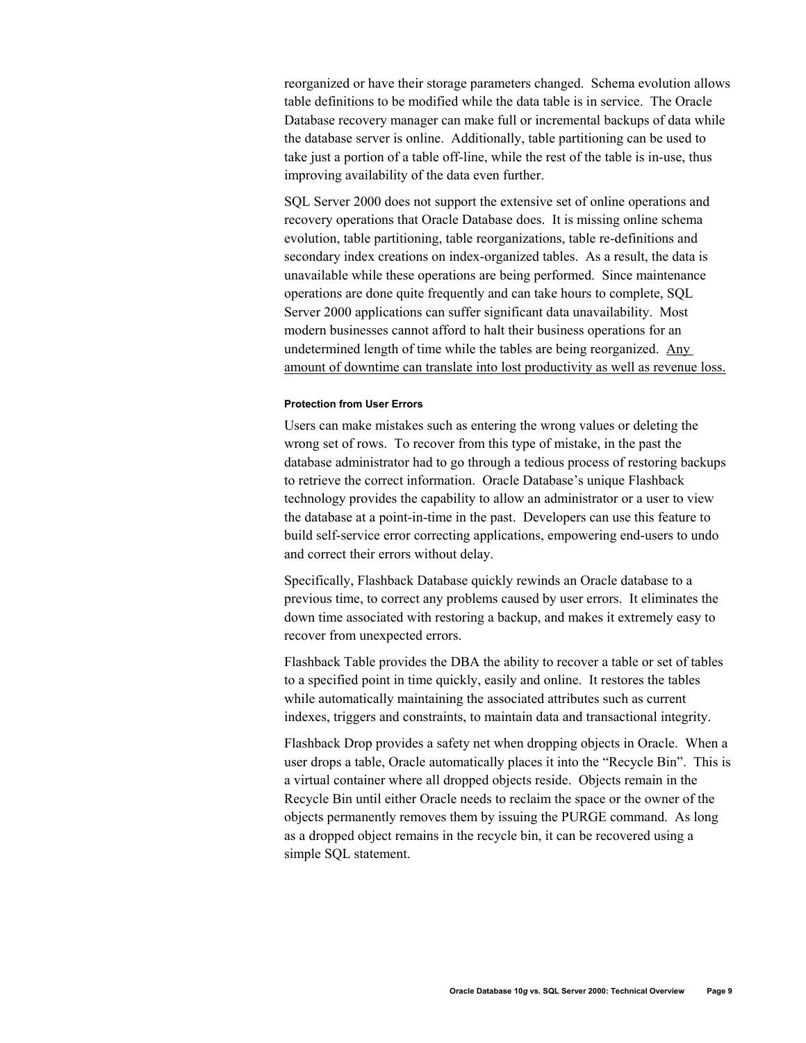reorganized or have their storage parameters changed. Schema evolution allows table definitions to be modified while the data table is in service. The Oracle Database recovery manager can make full or incremental backups of data while the database server is online. Additionally, table partitioning can be used to take just a portion of a table off-line, while the rest of the table is in-use, thus improving availability of the data even further.

SQL Server 2000 does not support the extensive set of online operations and recovery operations that Oracle Database does. It is missing online schema evolution, table partitioning, table reorganizations, table re-definitions and secondary index creations on index-organized tables. As a result, the data is unavailable while these operations are being performed. Since maintenance operations are done quite frequently and can take hours to complete, SQL Server 2000 applications can suffer significant data unavailability. Most modern businesses cannot afford to halt their business operations for an undetermined length of time while the tables are being reorganized. Any amount of downtime can translate into lost productivity as well as revenue loss.

#### Protection from User Errors

Users can make mistakes such as entering the wrong values or deleting the wrong set of rows. To recover from this type of mistake, in the past the database administrator had to go through a tedious process of restoring backups to retrieve the correct information. Oracle Database's unique Flashback technology provides the capability to allow an administrator or a user to view the database at a point-in-time in the past. Developers can use this feature to build self-service error correcting applications, empowering end-users to undo and correct their errors without delay.

Specifically, Flashback Database quickly rewinds an Oracle database to a previous time, to correct any problems caused by user errors. It eliminates the down time associated with restoring a backup, and makes it extremely easy to recover from unexpected errors.

Flashback Table provides the DBA the ability to recover a table or set of tables to a specified point in time quickly, easily and online. It restores the tables while automatically maintaining the associated attributes such as current indexes, triggers and constraints, to maintain data and transactional integrity.

Flashback Drop provides a safety net when dropping objects in Oracle. When a user drops a table, Oracle automatically places it into the "Recycle Bin". This is a virtual container where all dropped objects reside. Objects remain in the Recycle Bin until either Oracle needs to reclaim the space or the owner of the objects permanently removes them by issuing the PURGE command. As long as a dropped object remains in the recycle bin, it can be recovered using a simple SQL statement.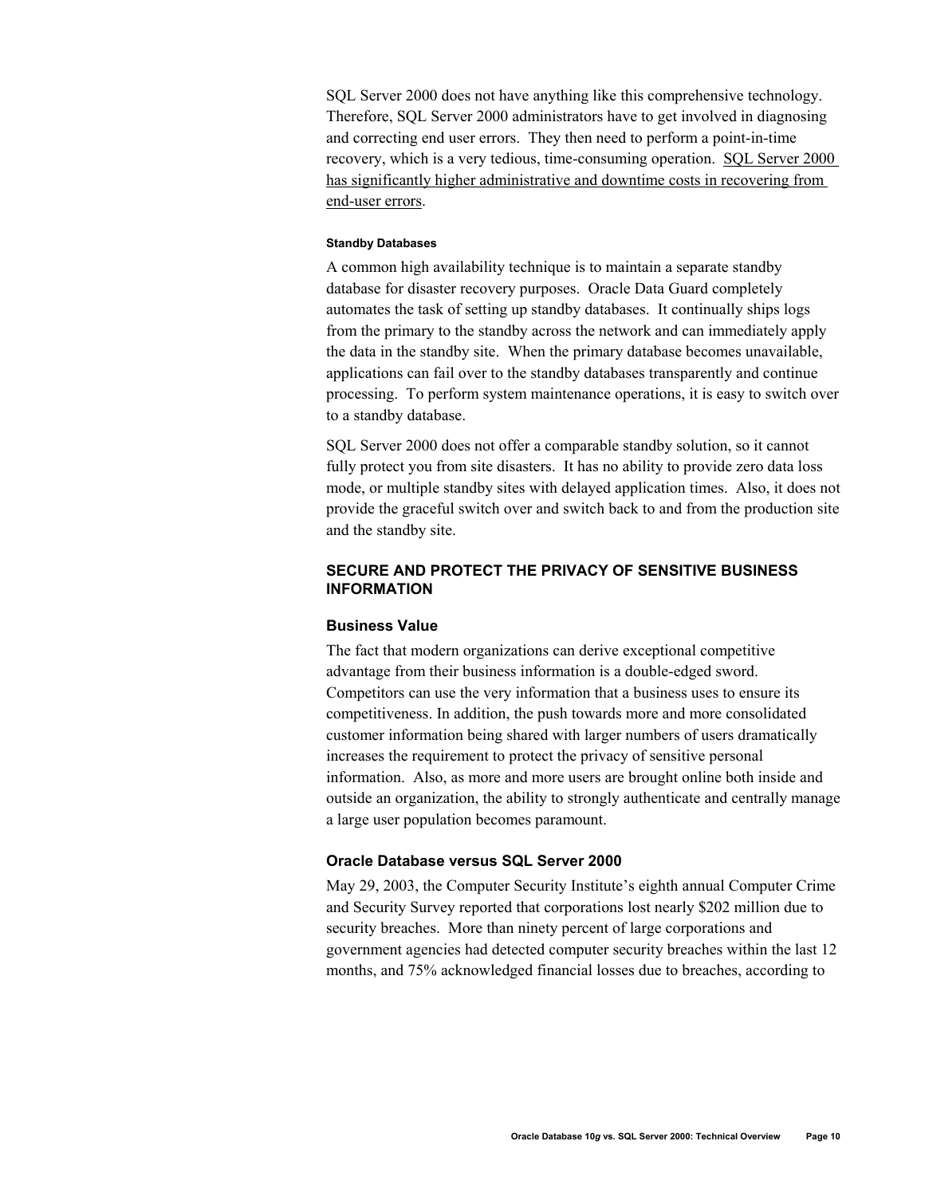SQL Server 2000 does not have anything like this comprehensive technology. Therefore, SQL Server 2000 administrators have to get involved in diagnosing and correcting end user errors. They then need to perform a point-in-time recovery, which is a very tedious, time-consuming operation. <u>SQL Server 2000 has significantly higher administrative and downtime costs in recovering from end-user errors</u>.

#### Standby Databases

A common high availability technique is to maintain a separate standby database for disaster recovery purposes. Oracle Data Guard completely automates the task of setting up standby databases. It continually ships logs from the primary to the standby across the network and can immediately apply the data in the standby site. When the primary database becomes unavailable, applications can fail over to the standby databases transparently and continue processing. To perform system maintenance operations, it is easy to switch over to a standby database.

SQL Server 2000 does not offer a comparable standby solution, so it cannot fully protect you from site disasters. It has no ability to provide zero data loss mode, or multiple standby sites with delayed application times. Also, it does not provide the graceful switch over and switch back to and from the production site and the standby site.

## SECURE AND PROTECT THE PRIVACY OF SENSITIVE BUSINESS INFORMATION

### Business Value

The fact that modern organizations can derive exceptional competitive advantage from their business information is a double-edged sword. Competitors can use the very information that a business uses to ensure its competitiveness. In addition, the push towards more and more consolidated customer information being shared with larger numbers of users dramatically increases the requirement to protect the privacy of sensitive personal information. Also, as more and more users are brought online both inside and outside an organization, the ability to strongly authenticate and centrally manage a large user population becomes paramount.

### Oracle Database versus SQL Server 2000

May 29, 2003, the Computer Security Institute's eighth annual Computer Crime and Security Survey reported that corporations lost nearly $202 million due to security breaches. More than ninety percent of large corporations and government agencies had detected computer security breaches within the last 12 months, and 75% acknowledged financial losses due to breaches, according to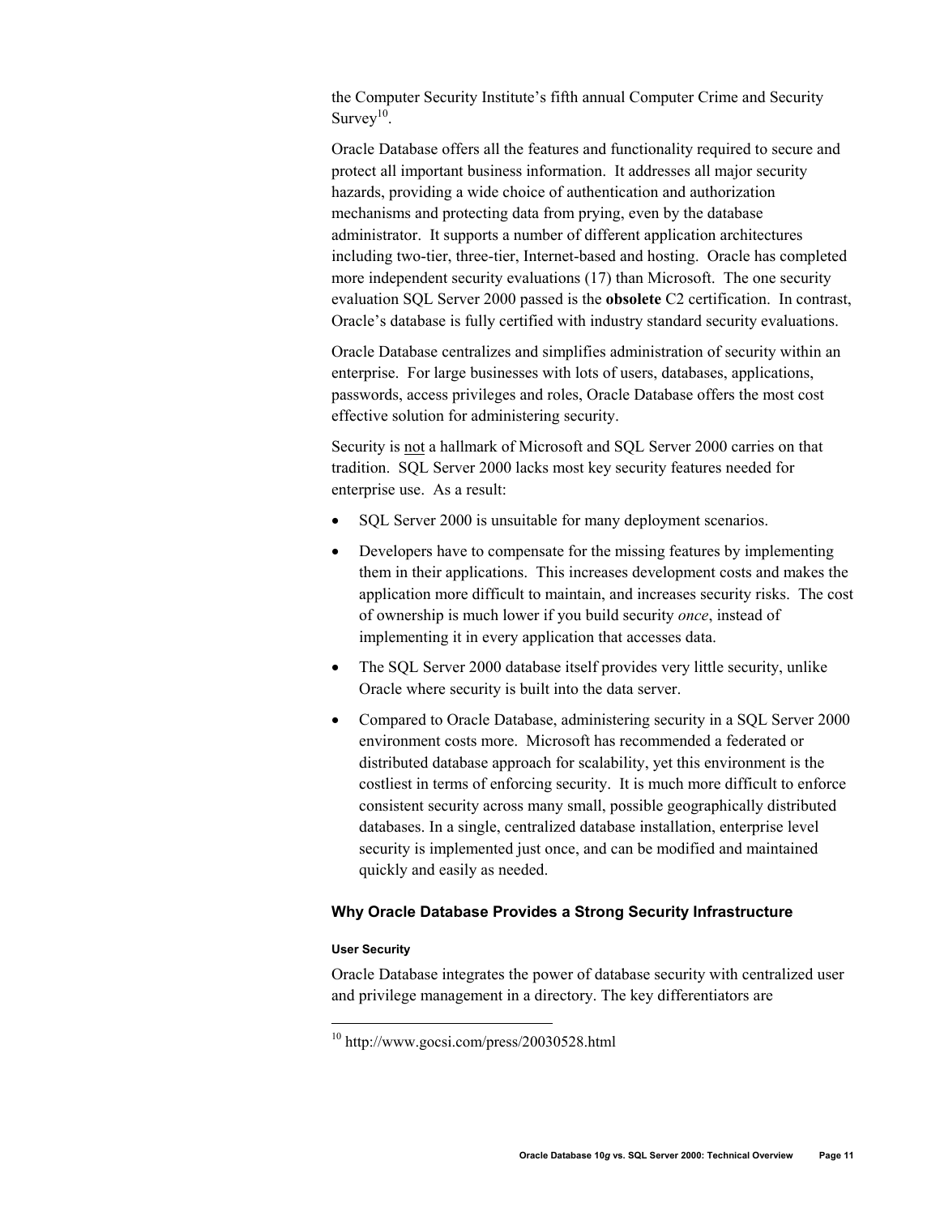the Computer Security Institute's fifth annual Computer Crime and Security Survey[10].

Oracle Database offers all the features and functionality required to secure and protect all important business information. It addresses all major security hazards, providing a wide choice of authentication and authorization mechanisms and protecting data from prying, even by the database administrator. It supports a number of different application architectures including two-tier, three-tier, Internet-based and hosting. Oracle has completed more independent security evaluations (17) than Microsoft. The one security evaluation SQL Server 2000 passed is the **obsolete** C2 certification. In contrast, Oracle's database is fully certified with industry standard security evaluations.

Oracle Database centralizes and simplifies administration of security within an enterprise. For large businesses with lots of users, databases, applications, passwords, access privileges and roles, Oracle Database offers the most cost effective solution for administering security.

Security is <u>not</u> a hallmark of Microsoft and SQL Server 2000 carries on that tradition. SQL Server 2000 lacks most key security features needed for enterprise use. As a result:

- SQL Server 2000 is unsuitable for many deployment scenarios.
- Developers have to compensate for the missing features by implementing them in their applications. This increases development costs and makes the application more difficult to maintain, and increases security risks. The cost of ownership is much lower if you build security *once*, instead of implementing it in every application that accesses data.
- The SQL Server 2000 database itself provides very little security, unlike Oracle where security is built into the data server.
- Compared to Oracle Database, administering security in a SQL Server 2000 environment costs more. Microsoft has recommended a federated or distributed database approach for scalability, yet this environment is the costliest in terms of enforcing security. It is much more difficult to enforce consistent security across many small, possible geographically distributed databases. In a single, centralized database installation, enterprise level security is implemented just once, and can be modified and maintained quickly and easily as needed.

### Why Oracle Database Provides a Strong Security Infrastructure

#### User Security

Oracle Database integrates the power of database security with centralized user and privilege management in a directory. The key differentiators are

---

[10] http://www.gocsi.com/press/20030528.html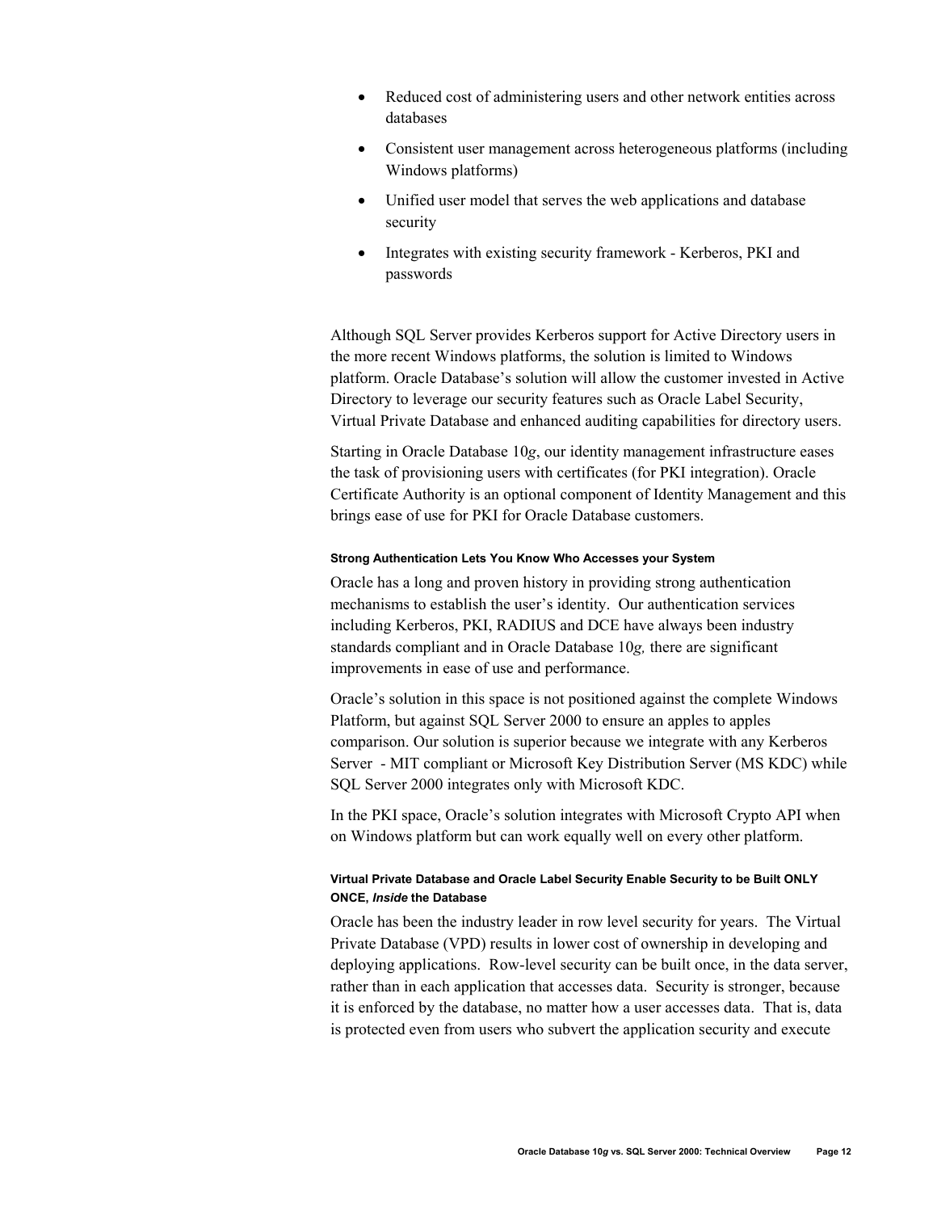- Reduced cost of administering users and other network entities across databases
- Consistent user management across heterogeneous platforms (including Windows platforms)
- Unified user model that serves the web applications and database security
- Integrates with existing security framework - Kerberos, PKI and passwords

Although SQL Server provides Kerberos support for Active Directory users in the more recent Windows platforms, the solution is limited to Windows platform. Oracle Database's solution will allow the customer invested in Active Directory to leverage our security features such as Oracle Label Security, Virtual Private Database and enhanced auditing capabilities for directory users.

Starting in Oracle Database 10*g*, our identity management infrastructure eases the task of provisioning users with certificates (for PKI integration). Oracle Certificate Authority is an optional component of Identity Management and this brings ease of use for PKI for Oracle Database customers.

#### Strong Authentication Lets You Know Who Accesses your System

Oracle has a long and proven history in providing strong authentication mechanisms to establish the user's identity. Our authentication services including Kerberos, PKI, RADIUS and DCE have always been industry standards compliant and in Oracle Database 10*g,* there are significant improvements in ease of use and performance.

Oracle's solution in this space is not positioned against the complete Windows Platform, but against SQL Server 2000 to ensure an apples to apples comparison. Our solution is superior because we integrate with any Kerberos Server - MIT compliant or Microsoft Key Distribution Server (MS KDC) while SQL Server 2000 integrates only with Microsoft KDC.

In the PKI space, Oracle's solution integrates with Microsoft Crypto API when on Windows platform but can work equally well on every other platform.

#### Virtual Private Database and Oracle Label Security Enable Security to be Built ONLY ONCE, *Inside* the Database

Oracle has been the industry leader in row level security for years. The Virtual Private Database (VPD) results in lower cost of ownership in developing and deploying applications. Row-level security can be built once, in the data server, rather than in each application that accesses data. Security is stronger, because it is enforced by the database, no matter how a user accesses data. That is, data is protected even from users who subvert the application security and execute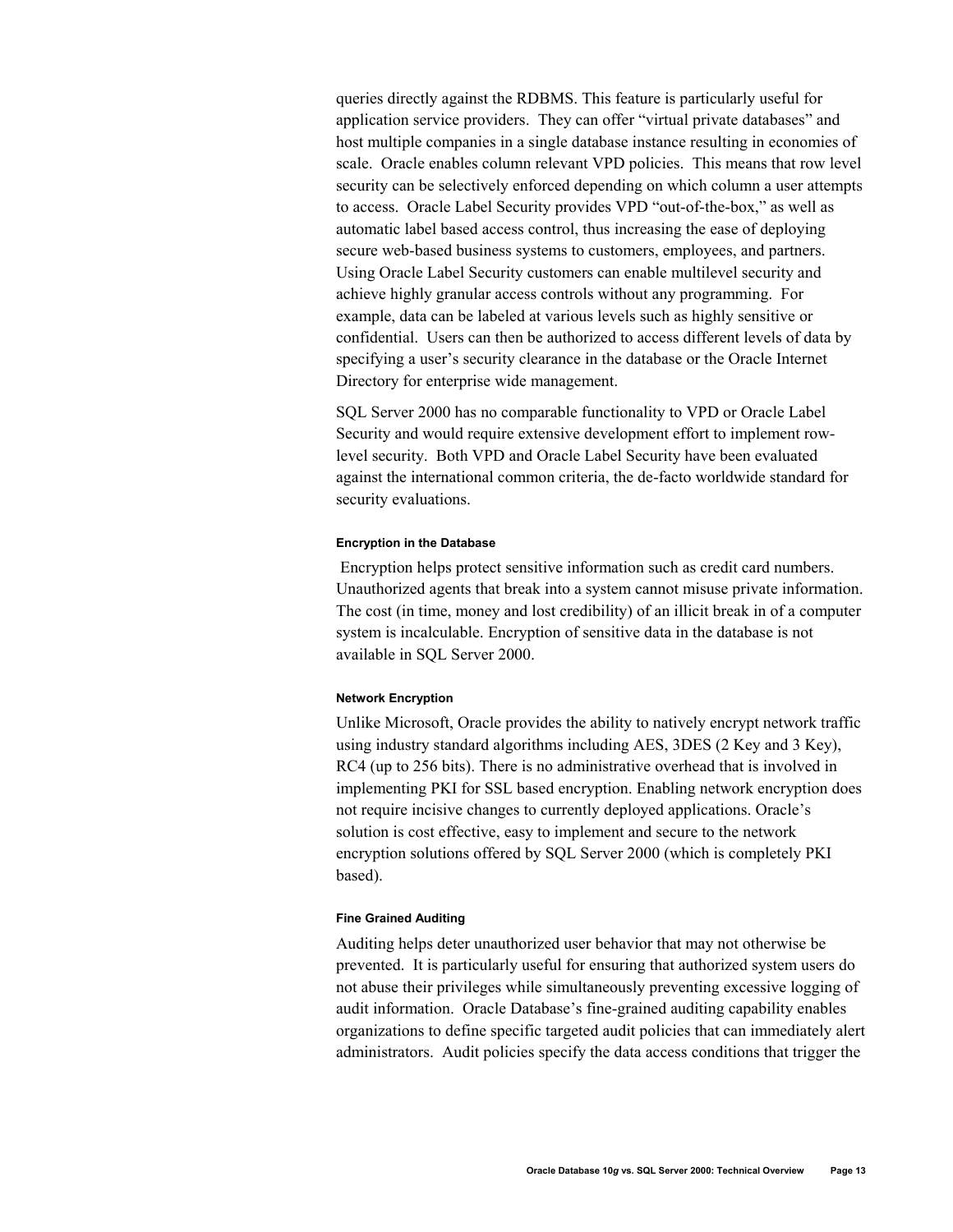queries directly against the RDBMS. This feature is particularly useful for application service providers. They can offer "virtual private databases" and host multiple companies in a single database instance resulting in economies of scale. Oracle enables column relevant VPD policies. This means that row level security can be selectively enforced depending on which column a user attempts to access. Oracle Label Security provides VPD "out-of-the-box," as well as automatic label based access control, thus increasing the ease of deploying secure web-based business systems to customers, employees, and partners. Using Oracle Label Security customers can enable multilevel security and achieve highly granular access controls without any programming. For example, data can be labeled at various levels such as highly sensitive or confidential. Users can then be authorized to access different levels of data by specifying a user's security clearance in the database or the Oracle Internet Directory for enterprise wide management.

SQL Server 2000 has no comparable functionality to VPD or Oracle Label Security and would require extensive development effort to implement row-level security. Both VPD and Oracle Label Security have been evaluated against the international common criteria, the de-facto worldwide standard for security evaluations.

#### Encryption in the Database

Encryption helps protect sensitive information such as credit card numbers. Unauthorized agents that break into a system cannot misuse private information. The cost (in time, money and lost credibility) of an illicit break in of a computer system is incalculable. Encryption of sensitive data in the database is not available in SQL Server 2000.

#### Network Encryption

Unlike Microsoft, Oracle provides the ability to natively encrypt network traffic using industry standard algorithms including AES, 3DES (2 Key and 3 Key), RC4 (up to 256 bits). There is no administrative overhead that is involved in implementing PKI for SSL based encryption. Enabling network encryption does not require incisive changes to currently deployed applications. Oracle's solution is cost effective, easy to implement and secure to the network encryption solutions offered by SQL Server 2000 (which is completely PKI based).

#### Fine Grained Auditing

Auditing helps deter unauthorized user behavior that may not otherwise be prevented. It is particularly useful for ensuring that authorized system users do not abuse their privileges while simultaneously preventing excessive logging of audit information. Oracle Database's fine-grained auditing capability enables organizations to define specific targeted audit policies that can immediately alert administrators. Audit policies specify the data access conditions that trigger the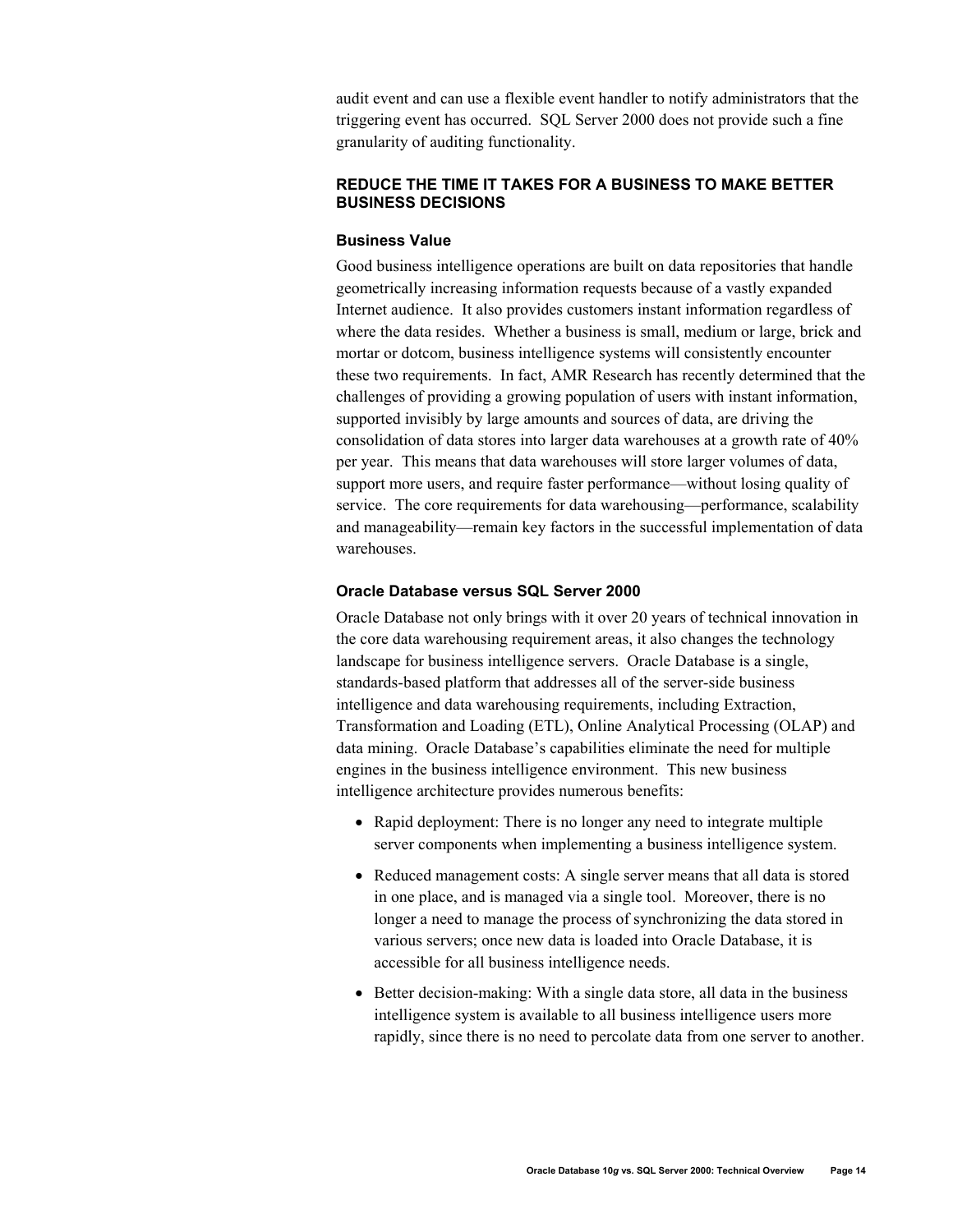audit event and can use a flexible event handler to notify administrators that the triggering event has occurred. SQL Server 2000 does not provide such a fine granularity of auditing functionality.

## REDUCE THE TIME IT TAKES FOR A BUSINESS TO MAKE BETTER BUSINESS DECISIONS

### Business Value

Good business intelligence operations are built on data repositories that handle geometrically increasing information requests because of a vastly expanded Internet audience. It also provides customers instant information regardless of where the data resides. Whether a business is small, medium or large, brick and mortar or dotcom, business intelligence systems will consistently encounter these two requirements. In fact, AMR Research has recently determined that the challenges of providing a growing population of users with instant information, supported invisibly by large amounts and sources of data, are driving the consolidation of data stores into larger data warehouses at a growth rate of 40% per year. This means that data warehouses will store larger volumes of data, support more users, and require faster performance—without losing quality of service. The core requirements for data warehousing—performance, scalability and manageability—remain key factors in the successful implementation of data warehouses.

### Oracle Database versus SQL Server 2000

Oracle Database not only brings with it over 20 years of technical innovation in the core data warehousing requirement areas, it also changes the technology landscape for business intelligence servers. Oracle Database is a single, standards-based platform that addresses all of the server-side business intelligence and data warehousing requirements, including Extraction, Transformation and Loading (ETL), Online Analytical Processing (OLAP) and data mining. Oracle Database's capabilities eliminate the need for multiple engines in the business intelligence environment. This new business intelligence architecture provides numerous benefits:

- Rapid deployment: There is no longer any need to integrate multiple server components when implementing a business intelligence system.
- Reduced management costs: A single server means that all data is stored in one place, and is managed via a single tool. Moreover, there is no longer a need to manage the process of synchronizing the data stored in various servers; once new data is loaded into Oracle Database, it is accessible for all business intelligence needs.
- Better decision-making: With a single data store, all data in the business intelligence system is available to all business intelligence users more rapidly, since there is no need to percolate data from one server to another.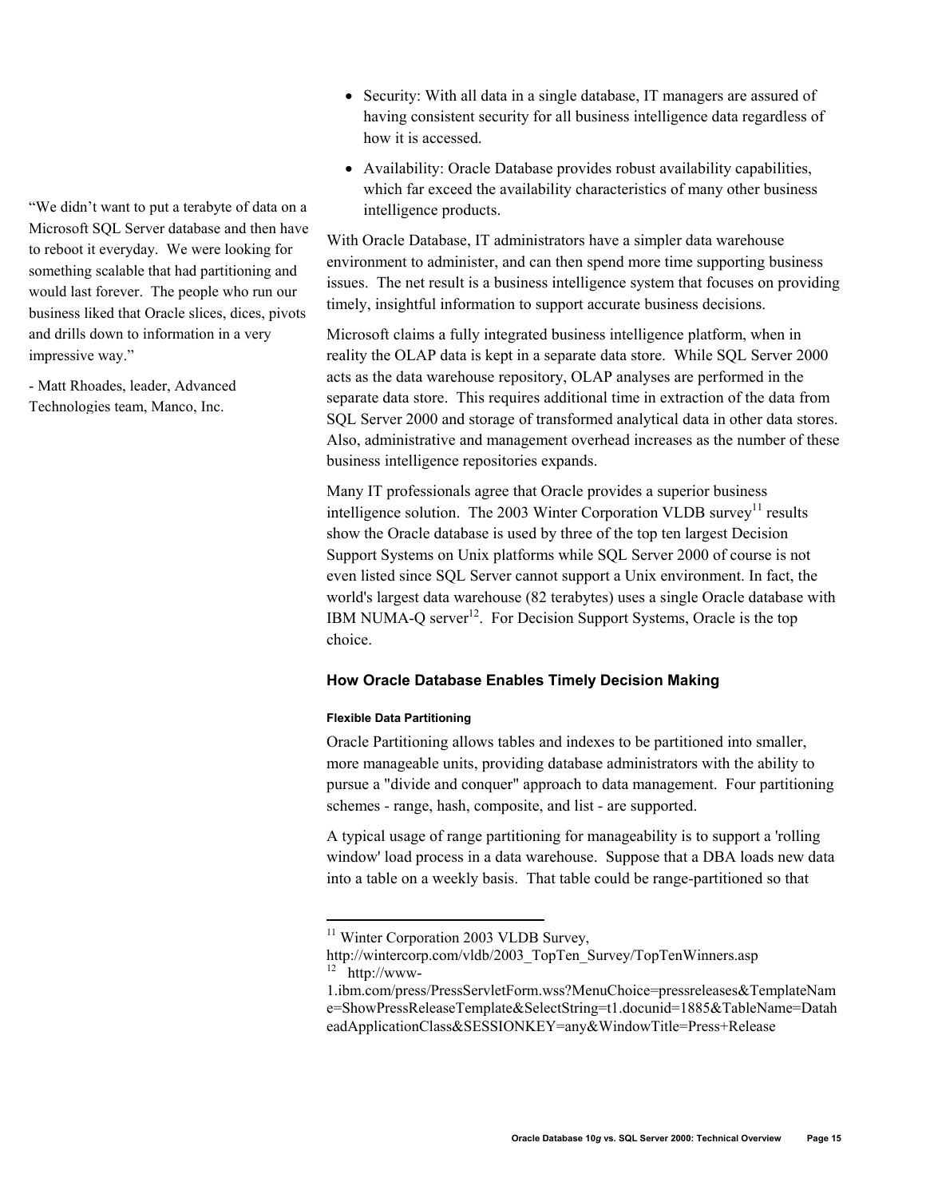- Security: With all data in a single database, IT managers are assured of having consistent security for all business intelligence data regardless of how it is accessed.
- Availability: Oracle Database provides robust availability capabilities, which far exceed the availability characteristics of many other business intelligence products.

"We didn't want to put a terabyte of data on a Microsoft SQL Server database and then have to reboot it everyday. We were looking for something scalable that had partitioning and would last forever. The people who run our business liked that Oracle slices, dices, pivots and drills down to information in a very impressive way."

- Matt Rhoades, leader, Advanced Technologies team, Manco, Inc.

With Oracle Database, IT administrators have a simpler data warehouse environment to administer, and can then spend more time supporting business issues. The net result is a business intelligence system that focuses on providing timely, insightful information to support accurate business decisions.

Microsoft claims a fully integrated business intelligence platform, when in reality the OLAP data is kept in a separate data store. While SQL Server 2000 acts as the data warehouse repository, OLAP analyses are performed in the separate data store. This requires additional time in extraction of the data from SQL Server 2000 and storage of transformed analytical data in other data stores. Also, administrative and management overhead increases as the number of these business intelligence repositories expands.

Many IT professionals agree that Oracle provides a superior business intelligence solution. The 2003 Winter Corporation VLDB survey[11] results show the Oracle database is used by three of the top ten largest Decision Support Systems on Unix platforms while SQL Server 2000 of course is not even listed since SQL Server cannot support a Unix environment. In fact, the world's largest data warehouse (82 terabytes) uses a single Oracle database with IBM NUMA-Q server[12]. For Decision Support Systems, Oracle is the top choice.

## How Oracle Database Enables Timely Decision Making

#### Flexible Data Partitioning

Oracle Partitioning allows tables and indexes to be partitioned into smaller, more manageable units, providing database administrators with the ability to pursue a "divide and conquer" approach to data management. Four partitioning schemes - range, hash, composite, and list - are supported.

A typical usage of range partitioning for manageability is to support a 'rolling window' load process in a data warehouse. Suppose that a DBA loads new data into a table on a weekly basis. That table could be range-partitioned so that

[11] Winter Corporation 2003 VLDB Survey, http://wintercorp.com/vldb/2003_TopTen_Survey/TopTenWinners.asp

[12] http://www-1.ibm.com/press/PressServletForm.wss?MenuChoice=pressreleases&TemplateName=ShowPressReleaseTemplate&SelectString=t1.docunid=1885&TableName=DataheadApplicationClass&SESSIONKEY=any&WindowTitle=Press+Release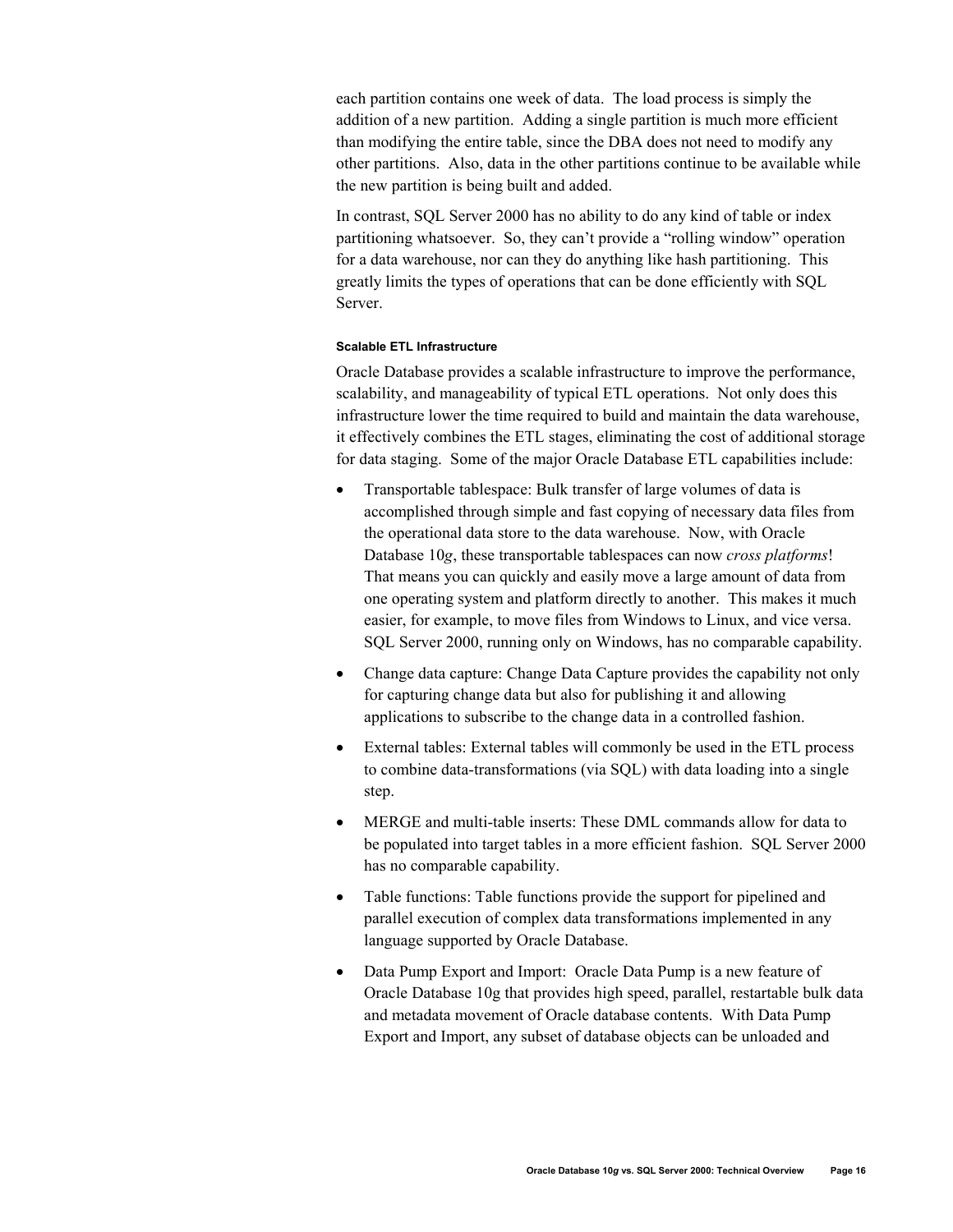each partition contains one week of data. The load process is simply the addition of a new partition. Adding a single partition is much more efficient than modifying the entire table, since the DBA does not need to modify any other partitions. Also, data in the other partitions continue to be available while the new partition is being built and added.

In contrast, SQL Server 2000 has no ability to do any kind of table or index partitioning whatsoever. So, they can't provide a "rolling window" operation for a data warehouse, nor can they do anything like hash partitioning. This greatly limits the types of operations that can be done efficiently with SQL Server.

#### Scalable ETL Infrastructure

Oracle Database provides a scalable infrastructure to improve the performance, scalability, and manageability of typical ETL operations. Not only does this infrastructure lower the time required to build and maintain the data warehouse, it effectively combines the ETL stages, eliminating the cost of additional storage for data staging. Some of the major Oracle Database ETL capabilities include:

- Transportable tablespace: Bulk transfer of large volumes of data is accomplished through simple and fast copying of necessary data files from the operational data store to the data warehouse. Now, with Oracle Database 10*g*, these transportable tablespaces can now *cross platforms*! That means you can quickly and easily move a large amount of data from one operating system and platform directly to another. This makes it much easier, for example, to move files from Windows to Linux, and vice versa. SQL Server 2000, running only on Windows, has no comparable capability.
- Change data capture: Change Data Capture provides the capability not only for capturing change data but also for publishing it and allowing applications to subscribe to the change data in a controlled fashion.
- External tables: External tables will commonly be used in the ETL process to combine data-transformations (via SQL) with data loading into a single step.
- MERGE and multi-table inserts: These DML commands allow for data to be populated into target tables in a more efficient fashion. SQL Server 2000 has no comparable capability.
- Table functions: Table functions provide the support for pipelined and parallel execution of complex data transformations implemented in any language supported by Oracle Database.
- Data Pump Export and Import: Oracle Data Pump is a new feature of Oracle Database 10g that provides high speed, parallel, restartable bulk data and metadata movement of Oracle database contents. With Data Pump Export and Import, any subset of database objects can be unloaded and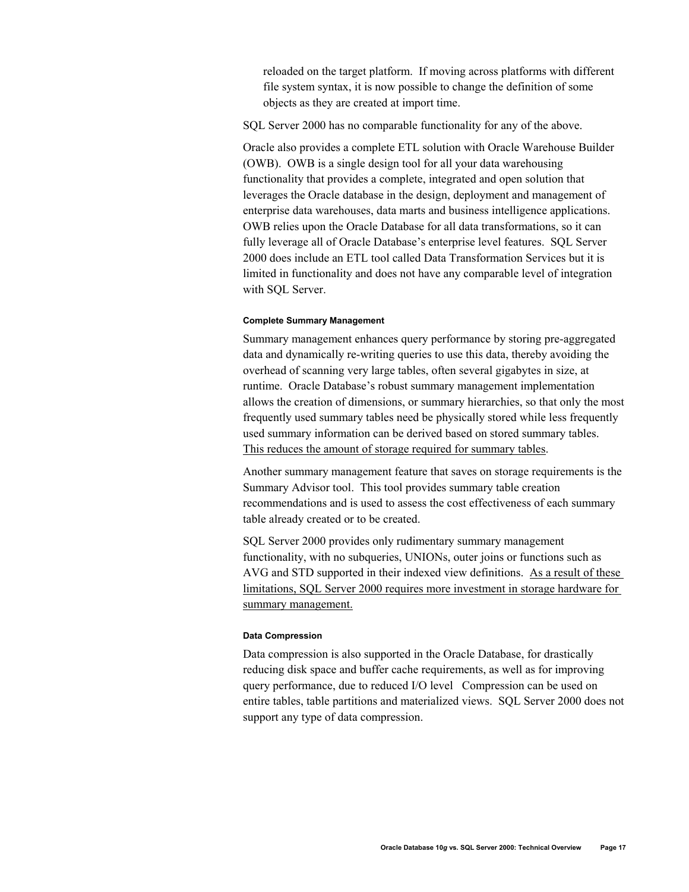reloaded on the target platform. If moving across platforms with different file system syntax, it is now possible to change the definition of some objects as they are created at import time.

SQL Server 2000 has no comparable functionality for any of the above.

Oracle also provides a complete ETL solution with Oracle Warehouse Builder (OWB). OWB is a single design tool for all your data warehousing functionality that provides a complete, integrated and open solution that leverages the Oracle database in the design, deployment and management of enterprise data warehouses, data marts and business intelligence applications. OWB relies upon the Oracle Database for all data transformations, so it can fully leverage all of Oracle Database's enterprise level features. SQL Server 2000 does include an ETL tool called Data Transformation Services but it is limited in functionality and does not have any comparable level of integration with SQL Server.

#### Complete Summary Management

Summary management enhances query performance by storing pre-aggregated data and dynamically re-writing queries to use this data, thereby avoiding the overhead of scanning very large tables, often several gigabytes in size, at runtime. Oracle Database's robust summary management implementation allows the creation of dimensions, or summary hierarchies, so that only the most frequently used summary tables need be physically stored while less frequently used summary information can be derived based on stored summary tables. <u>This reduces the amount of storage required for summary tables</u>.

Another summary management feature that saves on storage requirements is the Summary Advisor tool. This tool provides summary table creation recommendations and is used to assess the cost effectiveness of each summary table already created or to be created.

SQL Server 2000 provides only rudimentary summary management functionality, with no subqueries, UNIONs, outer joins or functions such as AVG and STD supported in their indexed view definitions. <u>As a result of these limitations, SQL Server 2000 requires more investment in storage hardware for summary management.</u>

#### Data Compression

Data compression is also supported in the Oracle Database, for drastically reducing disk space and buffer cache requirements, as well as for improving query performance, due to reduced I/O level  Compression can be used on entire tables, table partitions and materialized views. SQL Server 2000 does not support any type of data compression.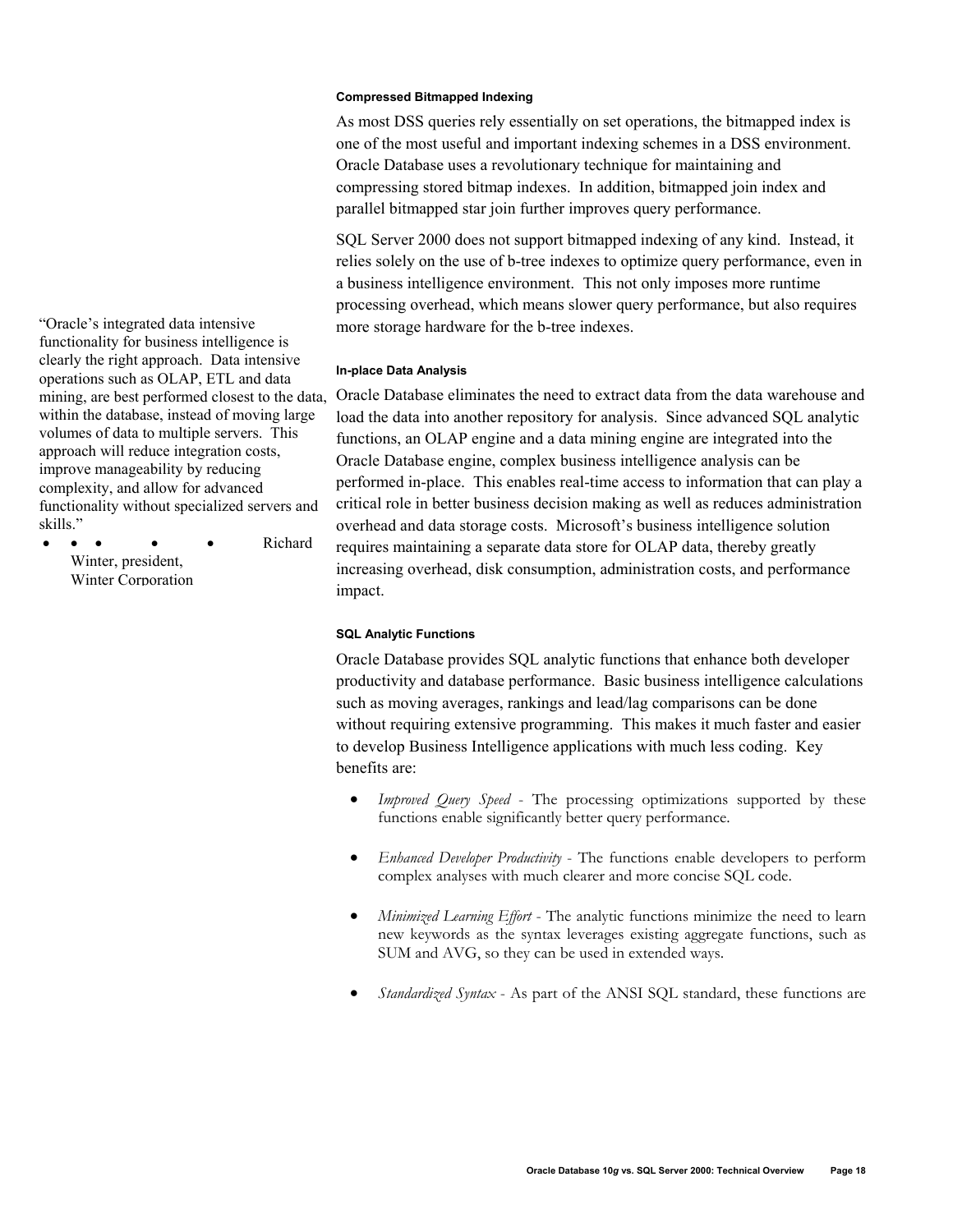### Compressed Bitmapped Indexing

As most DSS queries rely essentially on set operations, the bitmapped index is one of the most useful and important indexing schemes in a DSS environment. Oracle Database uses a revolutionary technique for maintaining and compressing stored bitmap indexes. In addition, bitmapped join index and parallel bitmapped star join further improves query performance.

SQL Server 2000 does not support bitmapped indexing of any kind. Instead, it relies solely on the use of b-tree indexes to optimize query performance, even in a business intelligence environment. This not only imposes more runtime processing overhead, which means slower query performance, but also requires more storage hardware for the b-tree indexes.

"Oracle's integrated data intensive functionality for business intelligence is clearly the right approach. Data intensive operations such as OLAP, ETL and data mining, are best performed closest to the data, within the database, instead of moving large volumes of data to multiple servers. This approach will reduce integration costs, improve manageability by reducing complexity, and allow for advanced functionality without specialized servers and skills."

- Richard Winter, president, Winter Corporation

### In-place Data Analysis

Oracle Database eliminates the need to extract data from the data warehouse and load the data into another repository for analysis. Since advanced SQL analytic functions, an OLAP engine and a data mining engine are integrated into the Oracle Database engine, complex business intelligence analysis can be performed in-place. This enables real-time access to information that can play a critical role in better business decision making as well as reduces administration overhead and data storage costs. Microsoft's business intelligence solution requires maintaining a separate data store for OLAP data, thereby greatly increasing overhead, disk consumption, administration costs, and performance impact.

### SQL Analytic Functions

Oracle Database provides SQL analytic functions that enhance both developer productivity and database performance. Basic business intelligence calculations such as moving averages, rankings and lead/lag comparisons can be done without requiring extensive programming. This makes it much faster and easier to develop Business Intelligence applications with much less coding. Key benefits are:

- *Improved Query Speed* - The processing optimizations supported by these functions enable significantly better query performance.
- *Enhanced Developer Productivity* - The functions enable developers to perform complex analyses with much clearer and more concise SQL code.
- *Minimized Learning Effort* - The analytic functions minimize the need to learn new keywords as the syntax leverages existing aggregate functions, such as SUM and AVG, so they can be used in extended ways.
- *Standardized Syntax* - As part of the ANSI SQL standard, these functions are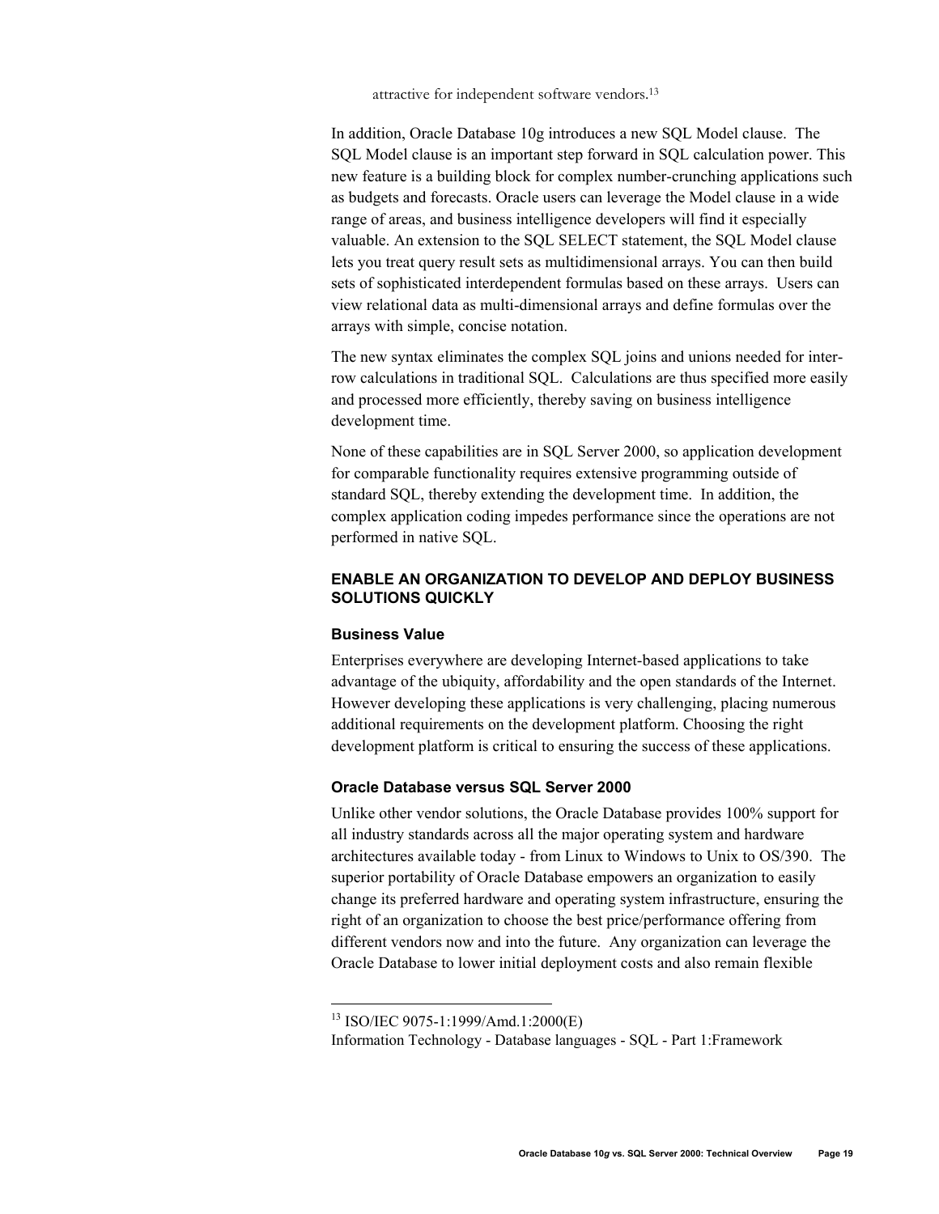attractive for independent software vendors.[13]

In addition, Oracle Database 10g introduces a new SQL Model clause. The SQL Model clause is an important step forward in SQL calculation power. This new feature is a building block for complex number-crunching applications such as budgets and forecasts. Oracle users can leverage the Model clause in a wide range of areas, and business intelligence developers will find it especially valuable. An extension to the SQL SELECT statement, the SQL Model clause lets you treat query result sets as multidimensional arrays. You can then build sets of sophisticated interdependent formulas based on these arrays. Users can view relational data as multi-dimensional arrays and define formulas over the arrays with simple, concise notation.

The new syntax eliminates the complex SQL joins and unions needed for inter-row calculations in traditional SQL. Calculations are thus specified more easily and processed more efficiently, thereby saving on business intelligence development time.

None of these capabilities are in SQL Server 2000, so application development for comparable functionality requires extensive programming outside of standard SQL, thereby extending the development time. In addition, the complex application coding impedes performance since the operations are not performed in native SQL.

## ENABLE AN ORGANIZATION TO DEVELOP AND DEPLOY BUSINESS SOLUTIONS QUICKLY

### Business Value

Enterprises everywhere are developing Internet-based applications to take advantage of the ubiquity, affordability and the open standards of the Internet. However developing these applications is very challenging, placing numerous additional requirements on the development platform. Choosing the right development platform is critical to ensuring the success of these applications.

### Oracle Database versus SQL Server 2000

Unlike other vendor solutions, the Oracle Database provides 100% support for all industry standards across all the major operating system and hardware architectures available today - from Linux to Windows to Unix to OS/390. The superior portability of Oracle Database empowers an organization to easily change its preferred hardware and operating system infrastructure, ensuring the right of an organization to choose the best price/performance offering from different vendors now and into the future. Any organization can leverage the Oracle Database to lower initial deployment costs and also remain flexible

---

[13] ISO/IEC 9075-1:1999/Amd.1:2000(E)
Information Technology - Database languages - SQL - Part 1:Framework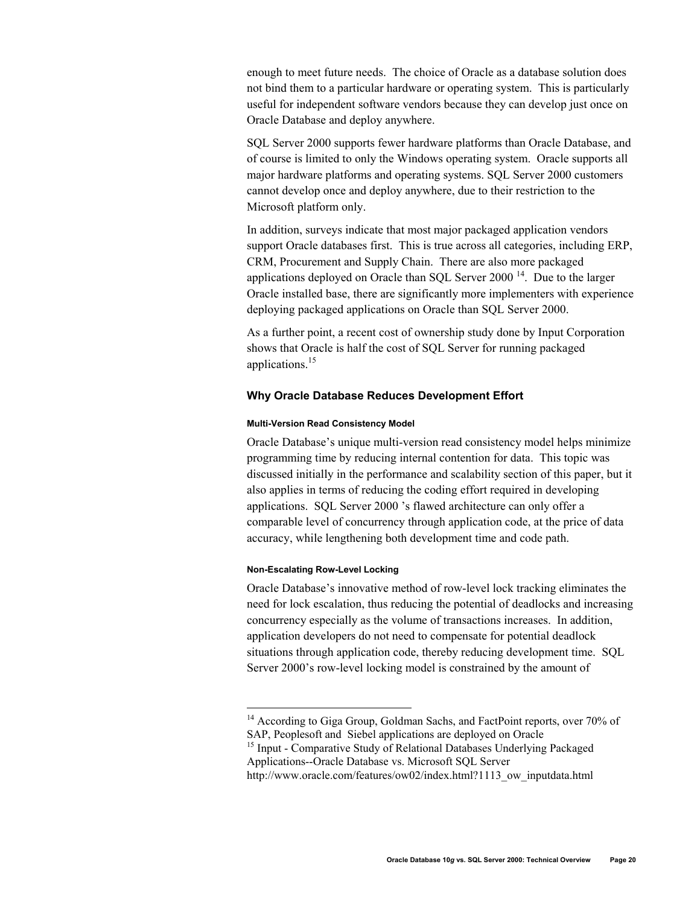enough to meet future needs. The choice of Oracle as a database solution does not bind them to a particular hardware or operating system. This is particularly useful for independent software vendors because they can develop just once on Oracle Database and deploy anywhere.

SQL Server 2000 supports fewer hardware platforms than Oracle Database, and of course is limited to only the Windows operating system. Oracle supports all major hardware platforms and operating systems. SQL Server 2000 customers cannot develop once and deploy anywhere, due to their restriction to the Microsoft platform only.

In addition, surveys indicate that most major packaged application vendors support Oracle databases first. This is true across all categories, including ERP, CRM, Procurement and Supply Chain. There are also more packaged applications deployed on Oracle than SQL Server 2000 [14]. Due to the larger Oracle installed base, there are significantly more implementers with experience deploying packaged applications on Oracle than SQL Server 2000.

As a further point, a recent cost of ownership study done by Input Corporation shows that Oracle is half the cost of SQL Server for running packaged applications.[15]

### Why Oracle Database Reduces Development Effort

#### Multi-Version Read Consistency Model

Oracle Database's unique multi-version read consistency model helps minimize programming time by reducing internal contention for data. This topic was discussed initially in the performance and scalability section of this paper, but it also applies in terms of reducing the coding effort required in developing applications. SQL Server 2000 's flawed architecture can only offer a comparable level of concurrency through application code, at the price of data accuracy, while lengthening both development time and code path.

#### Non-Escalating Row-Level Locking

Oracle Database's innovative method of row-level lock tracking eliminates the need for lock escalation, thus reducing the potential of deadlocks and increasing concurrency especially as the volume of transactions increases. In addition, application developers do not need to compensate for potential deadlock situations through application code, thereby reducing development time. SQL Server 2000's row-level locking model is constrained by the amount of

---

[14] According to Giga Group, Goldman Sachs, and FactPoint reports, over 70% of SAP, Peoplesoft and Siebel applications are deployed on Oracle

[15] Input - Comparative Study of Relational Databases Underlying Packaged Applications--Oracle Database vs. Microsoft SQL Server http://www.oracle.com/features/ow02/index.html?1113_ow_inputdata.html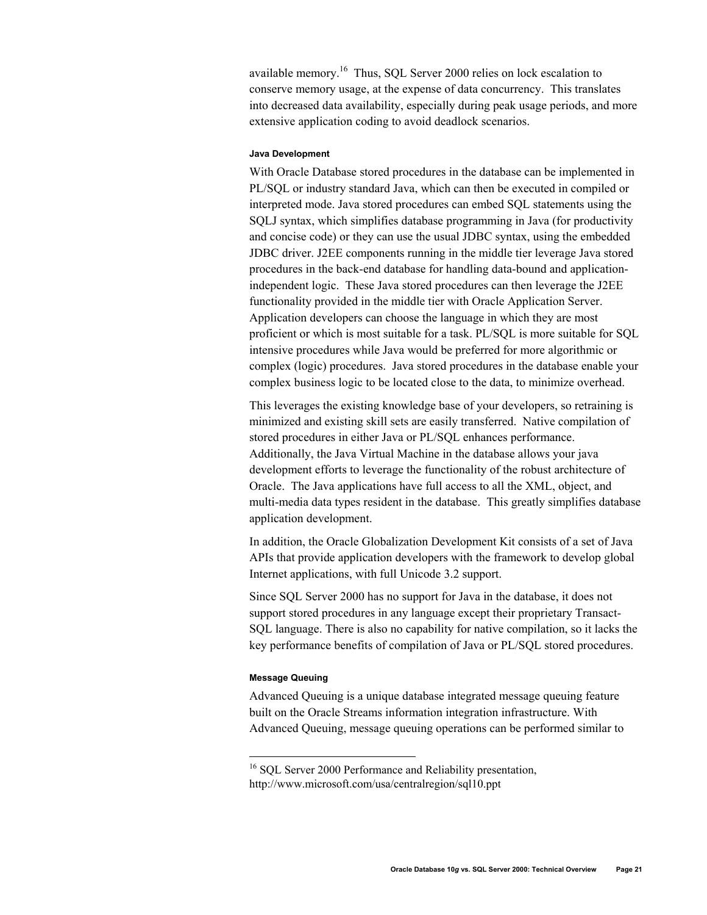available memory.[16] Thus, SQL Server 2000 relies on lock escalation to conserve memory usage, at the expense of data concurrency. This translates into decreased data availability, especially during peak usage periods, and more extensive application coding to avoid deadlock scenarios.

#### Java Development

With Oracle Database stored procedures in the database can be implemented in PL/SQL or industry standard Java, which can then be executed in compiled or interpreted mode. Java stored procedures can embed SQL statements using the SQLJ syntax, which simplifies database programming in Java (for productivity and concise code) or they can use the usual JDBC syntax, using the embedded JDBC driver. J2EE components running in the middle tier leverage Java stored procedures in the back-end database for handling data-bound and application-independent logic. These Java stored procedures can then leverage the J2EE functionality provided in the middle tier with Oracle Application Server. Application developers can choose the language in which they are most proficient or which is most suitable for a task. PL/SQL is more suitable for SQL intensive procedures while Java would be preferred for more algorithmic or complex (logic) procedures. Java stored procedures in the database enable your complex business logic to be located close to the data, to minimize overhead.

This leverages the existing knowledge base of your developers, so retraining is minimized and existing skill sets are easily transferred. Native compilation of stored procedures in either Java or PL/SQL enhances performance. Additionally, the Java Virtual Machine in the database allows your java development efforts to leverage the functionality of the robust architecture of Oracle. The Java applications have full access to all the XML, object, and multi-media data types resident in the database. This greatly simplifies database application development.

In addition, the Oracle Globalization Development Kit consists of a set of Java APIs that provide application developers with the framework to develop global Internet applications, with full Unicode 3.2 support.

Since SQL Server 2000 has no support for Java in the database, it does not support stored procedures in any language except their proprietary Transact-SQL language. There is also no capability for native compilation, so it lacks the key performance benefits of compilation of Java or PL/SQL stored procedures.

#### Message Queuing

Advanced Queuing is a unique database integrated message queuing feature built on the Oracle Streams information integration infrastructure. With Advanced Queuing, message queuing operations can be performed similar to

---

[16] SQL Server 2000 Performance and Reliability presentation, http://www.microsoft.com/usa/centralregion/sql10.ppt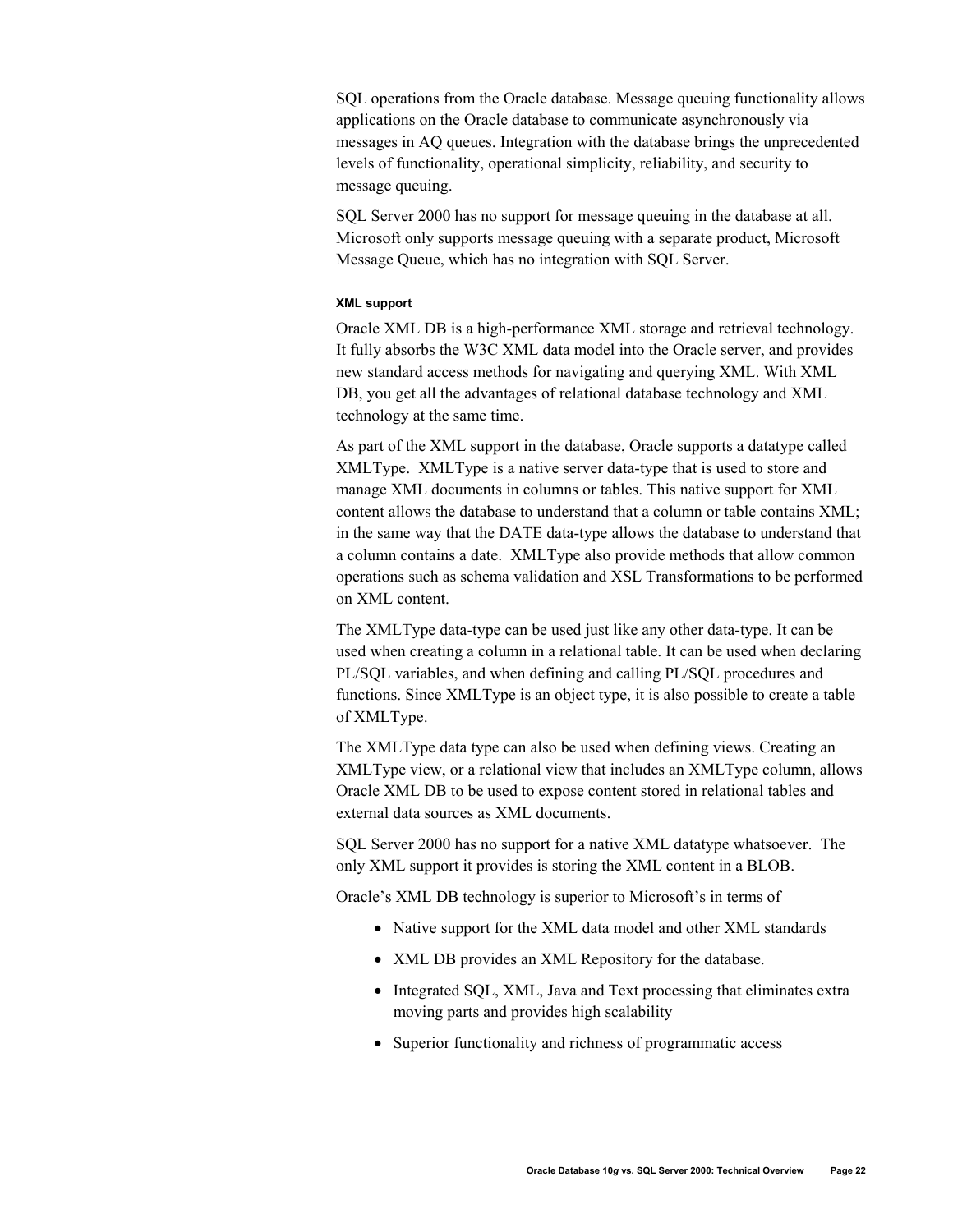SQL operations from the Oracle database. Message queuing functionality allows applications on the Oracle database to communicate asynchronously via messages in AQ queues. Integration with the database brings the unprecedented levels of functionality, operational simplicity, reliability, and security to message queuing.

SQL Server 2000 has no support for message queuing in the database at all. Microsoft only supports message queuing with a separate product, Microsoft Message Queue, which has no integration with SQL Server.

#### XML support

Oracle XML DB is a high-performance XML storage and retrieval technology. It fully absorbs the W3C XML data model into the Oracle server, and provides new standard access methods for navigating and querying XML. With XML DB, you get all the advantages of relational database technology and XML technology at the same time.

As part of the XML support in the database, Oracle supports a datatype called XMLType. XMLType is a native server data-type that is used to store and manage XML documents in columns or tables. This native support for XML content allows the database to understand that a column or table contains XML; in the same way that the DATE data-type allows the database to understand that a column contains a date. XMLType also provide methods that allow common operations such as schema validation and XSL Transformations to be performed on XML content.

The XMLType data-type can be used just like any other data-type. It can be used when creating a column in a relational table. It can be used when declaring PL/SQL variables, and when defining and calling PL/SQL procedures and functions. Since XMLType is an object type, it is also possible to create a table of XMLType.

The XMLType data type can also be used when defining views. Creating an XMLType view, or a relational view that includes an XMLType column, allows Oracle XML DB to be used to expose content stored in relational tables and external data sources as XML documents.

SQL Server 2000 has no support for a native XML datatype whatsoever. The only XML support it provides is storing the XML content in a BLOB.

Oracle's XML DB technology is superior to Microsoft's in terms of

- Native support for the XML data model and other XML standards
- XML DB provides an XML Repository for the database.
- Integrated SQL, XML, Java and Text processing that eliminates extra moving parts and provides high scalability
- Superior functionality and richness of programmatic access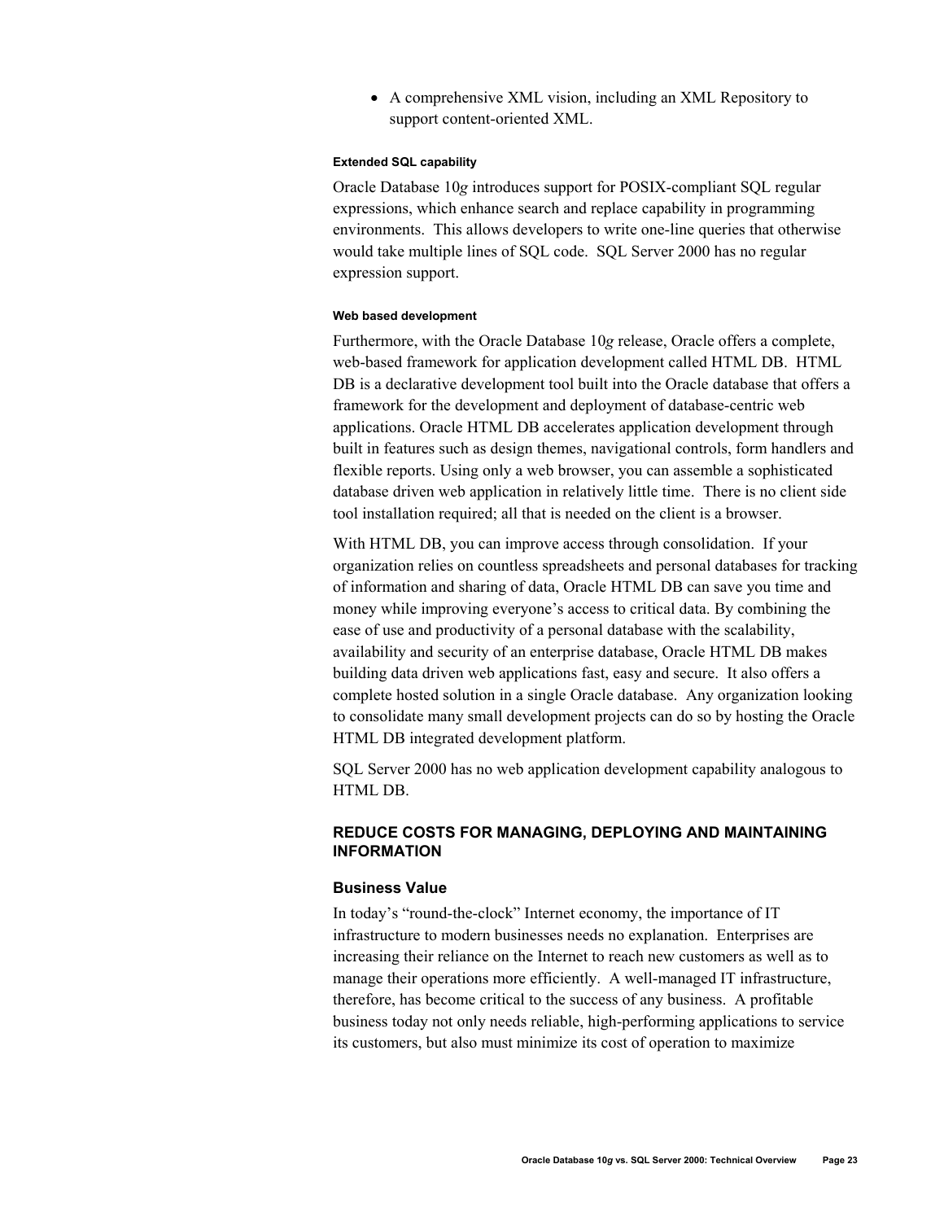- A comprehensive XML vision, including an XML Repository to support content-oriented XML.

#### Extended SQL capability

Oracle Database 10*g* introduces support for POSIX-compliant SQL regular expressions, which enhance search and replace capability in programming environments. This allows developers to write one-line queries that otherwise would take multiple lines of SQL code. SQL Server 2000 has no regular expression support.

#### Web based development

Furthermore, with the Oracle Database 10*g* release, Oracle offers a complete, web-based framework for application development called HTML DB. HTML DB is a declarative development tool built into the Oracle database that offers a framework for the development and deployment of database-centric web applications. Oracle HTML DB accelerates application development through built in features such as design themes, navigational controls, form handlers and flexible reports. Using only a web browser, you can assemble a sophisticated database driven web application in relatively little time. There is no client side tool installation required; all that is needed on the client is a browser.

With HTML DB, you can improve access through consolidation. If your organization relies on countless spreadsheets and personal databases for tracking of information and sharing of data, Oracle HTML DB can save you time and money while improving everyone's access to critical data. By combining the ease of use and productivity of a personal database with the scalability, availability and security of an enterprise database, Oracle HTML DB makes building data driven web applications fast, easy and secure. It also offers a complete hosted solution in a single Oracle database. Any organization looking to consolidate many small development projects can do so by hosting the Oracle HTML DB integrated development platform.

SQL Server 2000 has no web application development capability analogous to HTML DB.

## REDUCE COSTS FOR MANAGING, DEPLOYING AND MAINTAINING INFORMATION

### Business Value

In today's "round-the-clock" Internet economy, the importance of IT infrastructure to modern businesses needs no explanation. Enterprises are increasing their reliance on the Internet to reach new customers as well as to manage their operations more efficiently. A well-managed IT infrastructure, therefore, has become critical to the success of any business. A profitable business today not only needs reliable, high-performing applications to service its customers, but also must minimize its cost of operation to maximize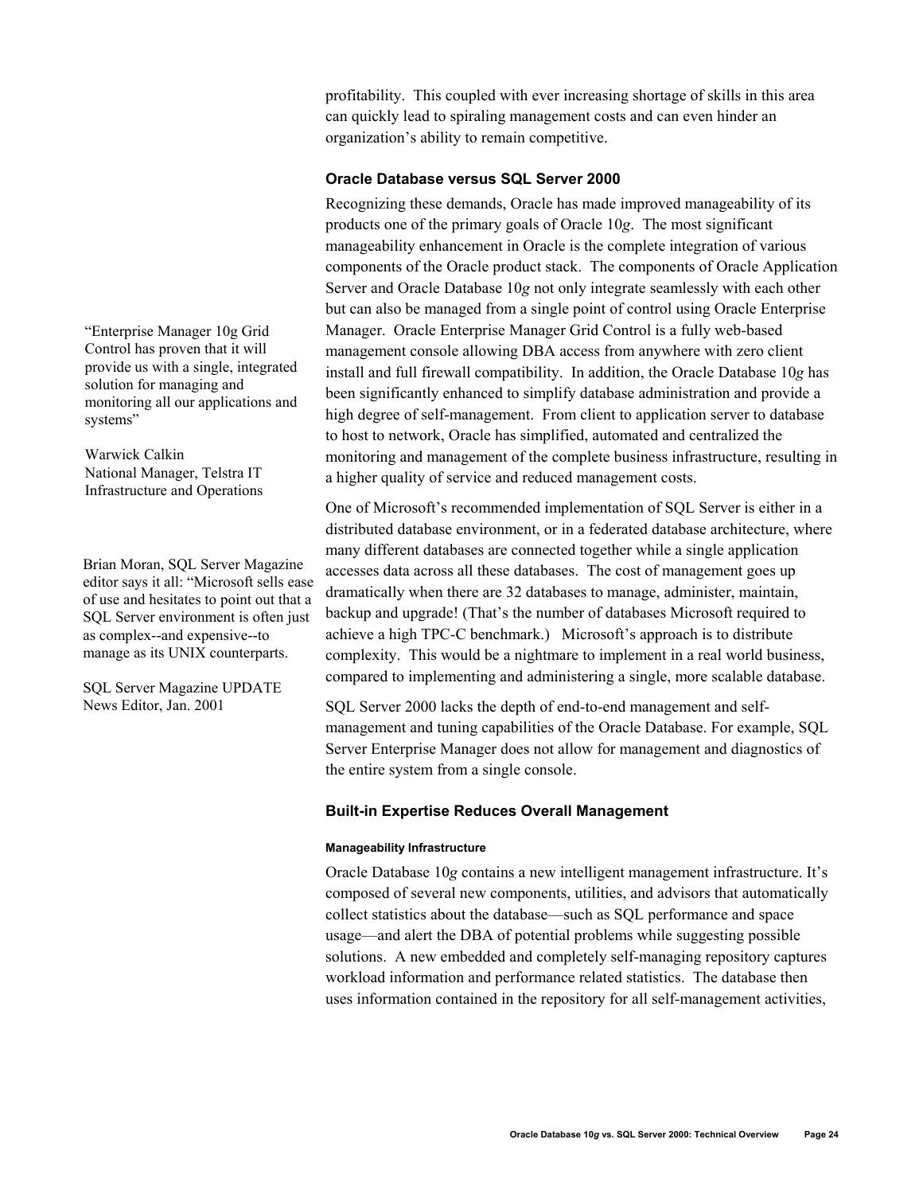profitability. This coupled with ever increasing shortage of skills in this area can quickly lead to spiraling management costs and can even hinder an organization's ability to remain competitive.

### Oracle Database versus SQL Server 2000

Recognizing these demands, Oracle has made improved manageability of its products one of the primary goals of Oracle 10*g*. The most significant manageability enhancement in Oracle is the complete integration of various components of the Oracle product stack. The components of Oracle Application Server and Oracle Database 10*g* not only integrate seamlessly with each other but can also be managed from a single point of control using Oracle Enterprise Manager. Oracle Enterprise Manager Grid Control is a fully web-based management console allowing DBA access from anywhere with zero client install and full firewall compatibility. In addition, the Oracle Database 10*g* has been significantly enhanced to simplify database administration and provide a high degree of self-management. From client to application server to database to host to network, Oracle has simplified, automated and centralized the monitoring and management of the complete business infrastructure, resulting in a higher quality of service and reduced management costs.

"Enterprise Manager 10g Grid Control has proven that it will provide us with a single, integrated solution for managing and monitoring all our applications and systems"

Warwick Calkin
National Manager, Telstra IT Infrastructure and Operations

One of Microsoft's recommended implementation of SQL Server is either in a distributed database environment, or in a federated database architecture, where many different databases are connected together while a single application accesses data across all these databases. The cost of management goes up dramatically when there are 32 databases to manage, administer, maintain, backup and upgrade! (That's the number of databases Microsoft required to achieve a high TPC-C benchmark.) Microsoft's approach is to distribute complexity. This would be a nightmare to implement in a real world business, compared to implementing and administering a single, more scalable database.

Brian Moran, SQL Server Magazine editor says it all: "Microsoft sells ease of use and hesitates to point out that a SQL Server environment is often just as complex--and expensive--to manage as its UNIX counterparts.

SQL Server Magazine UPDATE News Editor, Jan. 2001

SQL Server 2000 lacks the depth of end-to-end management and self-management and tuning capabilities of the Oracle Database. For example, SQL Server Enterprise Manager does not allow for management and diagnostics of the entire system from a single console.

### Built-in Expertise Reduces Overall Management

#### Manageability Infrastructure

Oracle Database 10*g* contains a new intelligent management infrastructure. It's composed of several new components, utilities, and advisors that automatically collect statistics about the database—such as SQL performance and space usage—and alert the DBA of potential problems while suggesting possible solutions. A new embedded and completely self-managing repository captures workload information and performance related statistics. The database then uses information contained in the repository for all self-management activities,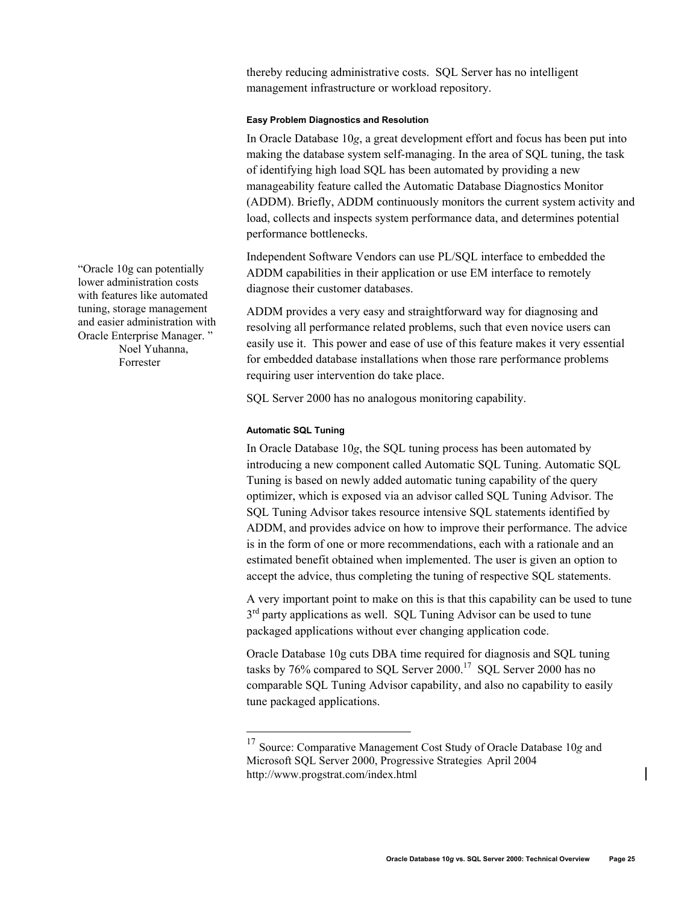thereby reducing administrative costs. SQL Server has no intelligent management infrastructure or workload repository.

#### Easy Problem Diagnostics and Resolution

In Oracle Database 10*g*, a great development effort and focus has been put into making the database system self-managing. In the area of SQL tuning, the task of identifying high load SQL has been automated by providing a new manageability feature called the Automatic Database Diagnostics Monitor (ADDM). Briefly, ADDM continuously monitors the current system activity and load, collects and inspects system performance data, and determines potential performance bottlenecks.

Independent Software Vendors can use PL/SQL interface to embedded the ADDM capabilities in their application or use EM interface to remotely diagnose their customer databases.

> "Oracle 10g can potentially lower administration costs with features like automated tuning, storage management and easier administration with Oracle Enterprise Manager. "
> Noel Yuhanna, Forrester

ADDM provides a very easy and straightforward way for diagnosing and resolving all performance related problems, such that even novice users can easily use it. This power and ease of use of this feature makes it very essential for embedded database installations when those rare performance problems requiring user intervention do take place.

SQL Server 2000 has no analogous monitoring capability.

#### Automatic SQL Tuning

In Oracle Database 10*g*, the SQL tuning process has been automated by introducing a new component called Automatic SQL Tuning. Automatic SQL Tuning is based on newly added automatic tuning capability of the query optimizer, which is exposed via an advisor called SQL Tuning Advisor. The SQL Tuning Advisor takes resource intensive SQL statements identified by ADDM, and provides advice on how to improve their performance. The advice is in the form of one or more recommendations, each with a rationale and an estimated benefit obtained when implemented. The user is given an option to accept the advice, thus completing the tuning of respective SQL statements.

A very important point to make on this is that this capability can be used to tune 3rd party applications as well. SQL Tuning Advisor can be used to tune packaged applications without ever changing application code.

Oracle Database 10g cuts DBA time required for diagnosis and SQL tuning tasks by 76% compared to SQL Server 2000.[17] SQL Server 2000 has no comparable SQL Tuning Advisor capability, and also no capability to easily tune packaged applications.

---

[17] Source: Comparative Management Cost Study of Oracle Database 10*g* and Microsoft SQL Server 2000, Progressive Strategies, April 2004 http://www.progstrat.com/index.html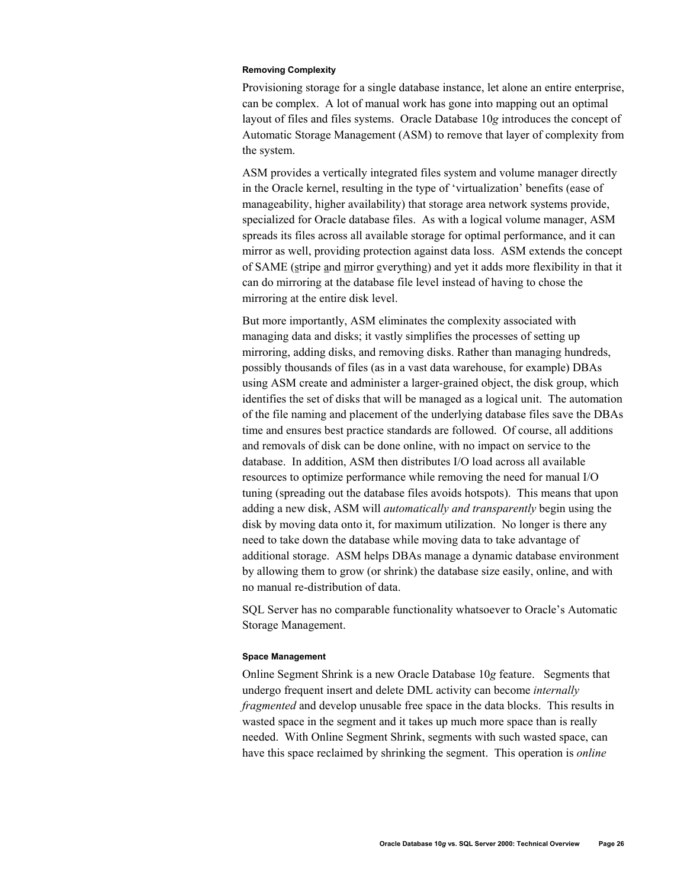#### Removing Complexity

Provisioning storage for a single database instance, let alone an entire enterprise, can be complex. A lot of manual work has gone into mapping out an optimal layout of files and files systems. Oracle Database 10*g* introduces the concept of Automatic Storage Management (ASM) to remove that layer of complexity from the system.

ASM provides a vertically integrated files system and volume manager directly in the Oracle kernel, resulting in the type of 'virtualization' benefits (ease of manageability, higher availability) that storage area network systems provide, specialized for Oracle database files. As with a logical volume manager, ASM spreads its files across all available storage for optimal performance, and it can mirror as well, providing protection against data loss. ASM extends the concept of SAME (<u>s</u>tripe <u>a</u>nd <u>m</u>irror <u>e</u>verything) and yet it adds more flexibility in that it can do mirroring at the database file level instead of having to chose the mirroring at the entire disk level.

But more importantly, ASM eliminates the complexity associated with managing data and disks; it vastly simplifies the processes of setting up mirroring, adding disks, and removing disks. Rather than managing hundreds, possibly thousands of files (as in a vast data warehouse, for example) DBAs using ASM create and administer a larger-grained object, the disk group, which identifies the set of disks that will be managed as a logical unit. The automation of the file naming and placement of the underlying database files save the DBAs time and ensures best practice standards are followed. Of course, all additions and removals of disk can be done online, with no impact on service to the database. In addition, ASM then distributes I/O load across all available resources to optimize performance while removing the need for manual I/O tuning (spreading out the database files avoids hotspots). This means that upon adding a new disk, ASM will *automatically and transparently* begin using the disk by moving data onto it, for maximum utilization. No longer is there any need to take down the database while moving data to take advantage of additional storage. ASM helps DBAs manage a dynamic database environment by allowing them to grow (or shrink) the database size easily, online, and with no manual re-distribution of data.

SQL Server has no comparable functionality whatsoever to Oracle's Automatic Storage Management.

#### Space Management

Online Segment Shrink is a new Oracle Database 10*g* feature. Segments that undergo frequent insert and delete DML activity can become *internally fragmented* and develop unusable free space in the data blocks. This results in wasted space in the segment and it takes up much more space than is really needed. With Online Segment Shrink, segments with such wasted space, can have this space reclaimed by shrinking the segment. This operation is *online*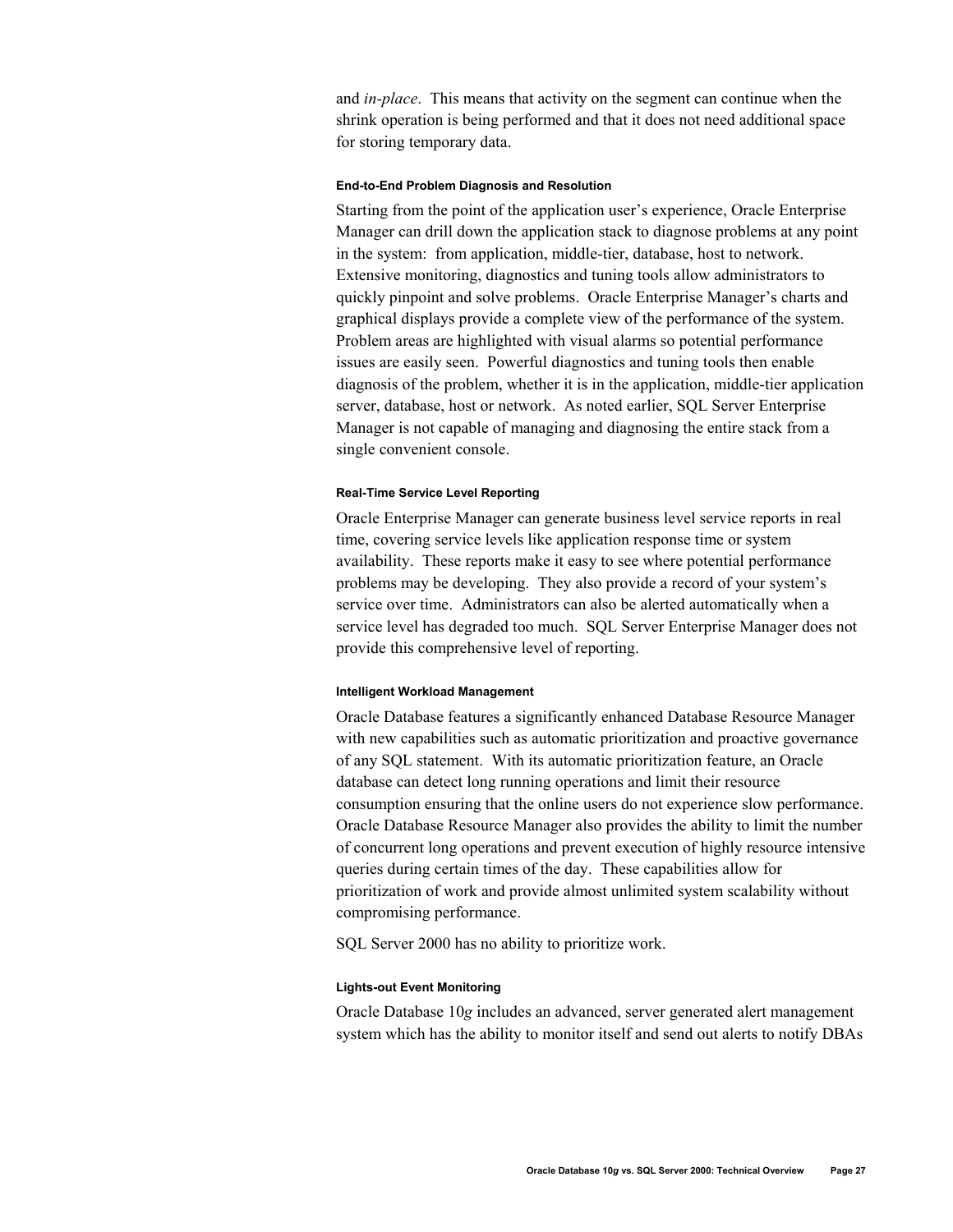and *in-place*. This means that activity on the segment can continue when the shrink operation is being performed and that it does not need additional space for storing temporary data.

#### End-to-End Problem Diagnosis and Resolution

Starting from the point of the application user's experience, Oracle Enterprise Manager can drill down the application stack to diagnose problems at any point in the system: from application, middle-tier, database, host to network. Extensive monitoring, diagnostics and tuning tools allow administrators to quickly pinpoint and solve problems. Oracle Enterprise Manager's charts and graphical displays provide a complete view of the performance of the system. Problem areas are highlighted with visual alarms so potential performance issues are easily seen. Powerful diagnostics and tuning tools then enable diagnosis of the problem, whether it is in the application, middle-tier application server, database, host or network. As noted earlier, SQL Server Enterprise Manager is not capable of managing and diagnosing the entire stack from a single convenient console.

#### Real-Time Service Level Reporting

Oracle Enterprise Manager can generate business level service reports in real time, covering service levels like application response time or system availability. These reports make it easy to see where potential performance problems may be developing. They also provide a record of your system's service over time. Administrators can also be alerted automatically when a service level has degraded too much. SQL Server Enterprise Manager does not provide this comprehensive level of reporting.

#### Intelligent Workload Management

Oracle Database features a significantly enhanced Database Resource Manager with new capabilities such as automatic prioritization and proactive governance of any SQL statement. With its automatic prioritization feature, an Oracle database can detect long running operations and limit their resource consumption ensuring that the online users do not experience slow performance. Oracle Database Resource Manager also provides the ability to limit the number of concurrent long operations and prevent execution of highly resource intensive queries during certain times of the day. These capabilities allow for prioritization of work and provide almost unlimited system scalability without compromising performance.

SQL Server 2000 has no ability to prioritize work.

#### Lights-out Event Monitoring

Oracle Database 10*g* includes an advanced, server generated alert management system which has the ability to monitor itself and send out alerts to notify DBAs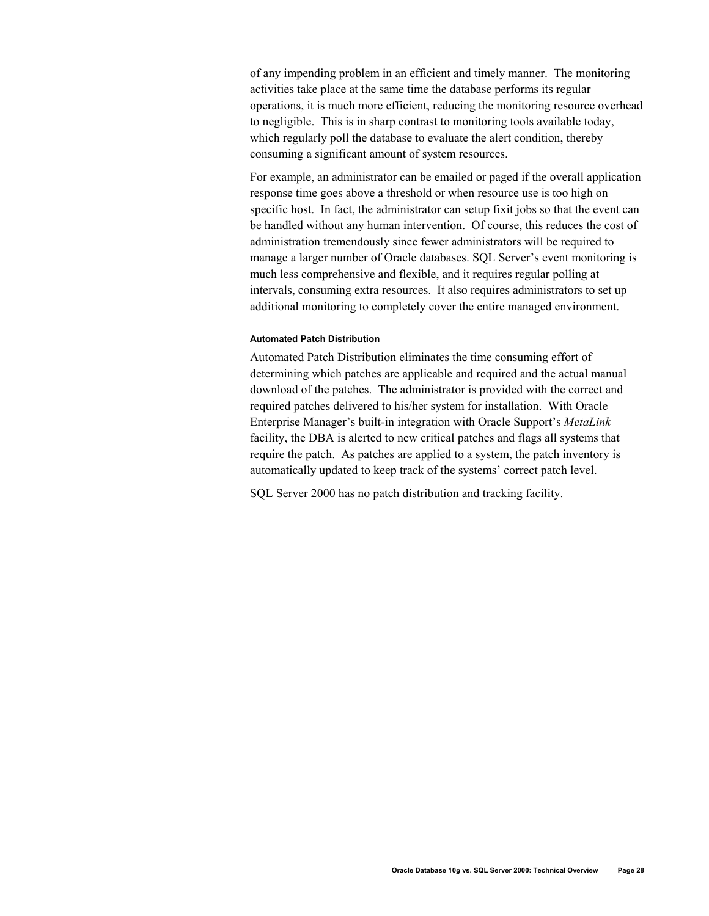of any impending problem in an efficient and timely manner. The monitoring activities take place at the same time the database performs its regular operations, it is much more efficient, reducing the monitoring resource overhead to negligible. This is in sharp contrast to monitoring tools available today, which regularly poll the database to evaluate the alert condition, thereby consuming a significant amount of system resources.

For example, an administrator can be emailed or paged if the overall application response time goes above a threshold or when resource use is too high on specific host. In fact, the administrator can setup fixit jobs so that the event can be handled without any human intervention. Of course, this reduces the cost of administration tremendously since fewer administrators will be required to manage a larger number of Oracle databases. SQL Server's event monitoring is much less comprehensive and flexible, and it requires regular polling at intervals, consuming extra resources. It also requires administrators to set up additional monitoring to completely cover the entire managed environment.

#### Automated Patch Distribution

Automated Patch Distribution eliminates the time consuming effort of determining which patches are applicable and required and the actual manual download of the patches. The administrator is provided with the correct and required patches delivered to his/her system for installation. With Oracle Enterprise Manager's built-in integration with Oracle Support's *MetaLink* facility, the DBA is alerted to new critical patches and flags all systems that require the patch. As patches are applied to a system, the patch inventory is automatically updated to keep track of the systems' correct patch level.

SQL Server 2000 has no patch distribution and tracking facility.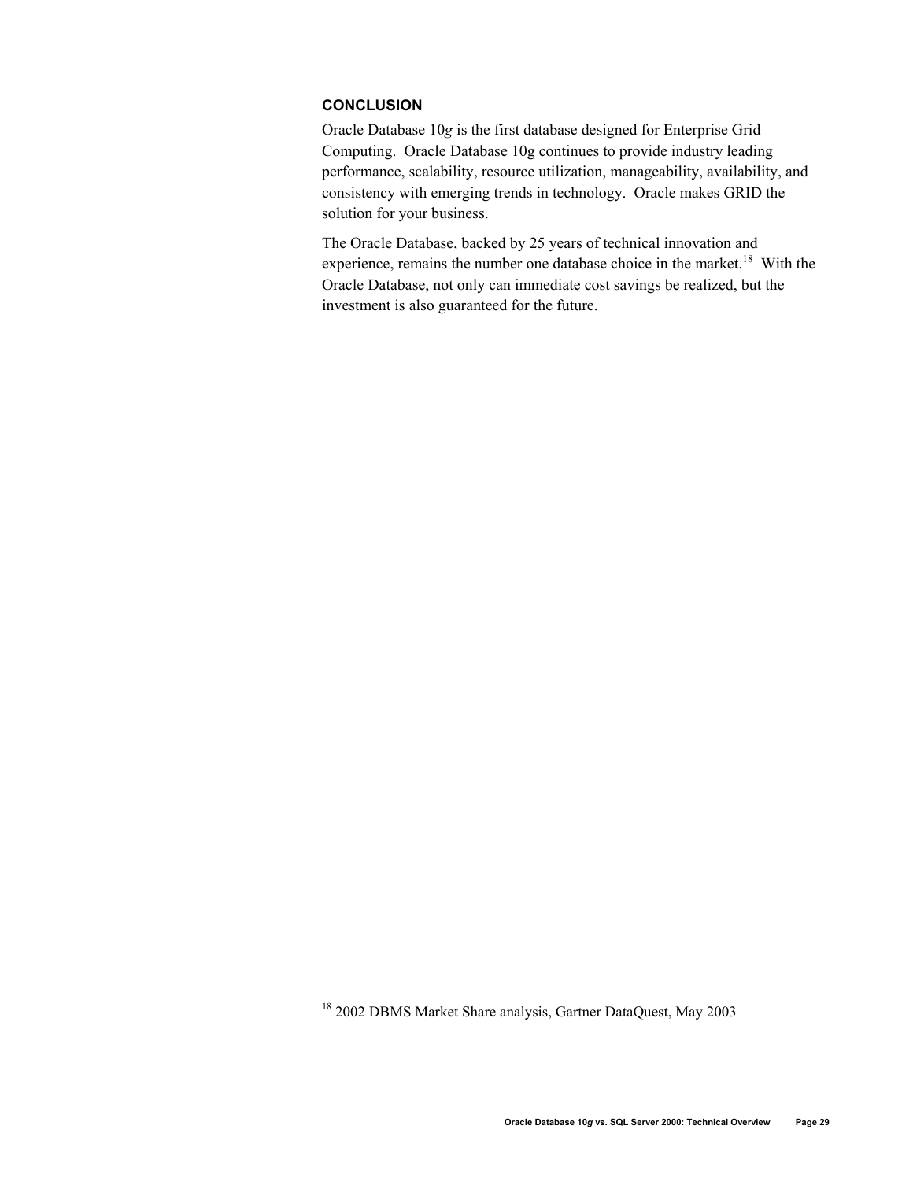## CONCLUSION

Oracle Database 10*g* is the first database designed for Enterprise Grid Computing.  Oracle Database 10g continues to provide industry leading performance, scalability, resource utilization, manageability, availability, and consistency with emerging trends in technology.  Oracle makes GRID the solution for your business.

The Oracle Database, backed by 25 years of technical innovation and experience, remains the number one database choice in the market.[18]  With the Oracle Database, not only can immediate cost savings be realized, but the investment is also guaranteed for the future.

---

[18] 2002 DBMS Market Share analysis, Gartner DataQuest, May 2003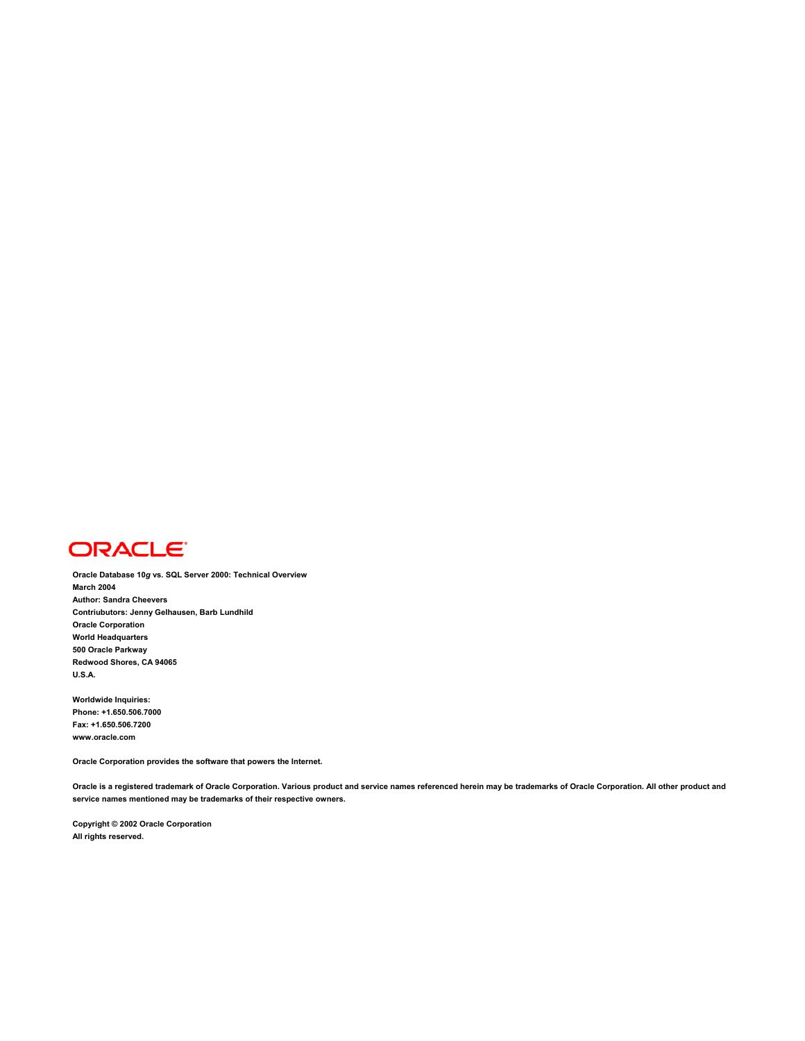ORACLE

**Oracle Database 10*g* vs. SQL Server 2000: Technical Overview**
**March 2004**
**Author: Sandra Cheevers**
**Contriubutors: Jenny Gelhausen, Barb Lundhild**
**Oracle Corporation**
**World Headquarters**
**500 Oracle Parkway**
**Redwood Shores, CA 94065**
**U.S.A.**

**Worldwide Inquiries:**
**Phone: +1.650.506.7000**
**Fax: +1.650.506.7200**
**www.oracle.com**

**Oracle Corporation provides the software that powers the Internet.**

**Oracle is a registered trademark of Oracle Corporation. Various product and service names referenced herein may be trademarks of Oracle Corporation. All other product and service names mentioned may be trademarks of their respective owners.**

**Copyright © 2002 Oracle Corporation**
**All rights reserved.**